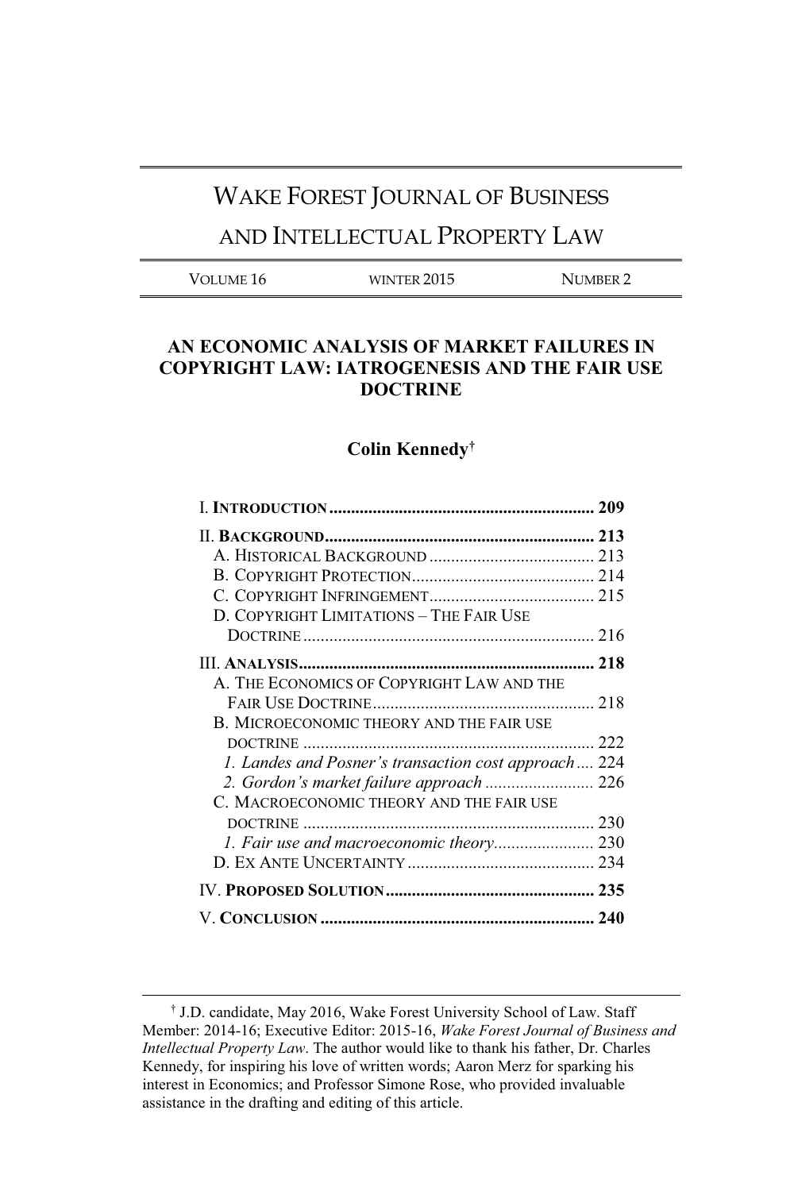# WAKE FOREST JOURNAL OF BUSINESS AND INTELLECTUAL PROPERTY LAW

VOLUME 16 | WINTER 2015 | NUMBER 2

## AN ECONOMIC ANALYSIS OF MARKET FAILURES IN COPYRIGHT LAW: IATROGENESIS AND THE FAIR USE DOCTRINE

**Colin Kennedy**†

I. **INTRODUCTION** ............................................................ 209

II. **BACKGROUND** ............................................................ 213

- A. HISTORICAL BACKGROUND ...................................... 213
- B. COPYRIGHT PROTECTION .......................................... 214
- C. COPYRIGHT INFRINGEMENT ...................................... 215
- D. COPYRIGHT LIMITATIONS – THE FAIR USE DOCTRINE .................................................................. 216

III. **ANALYSIS** .................................................................... 218

- A. THE ECONOMICS OF COPYRIGHT LAW AND THE FAIR USE DOCTRINE .................................................. 218
- B. MICROECONOMIC THEORY AND THE FAIR USE DOCTRINE .................................................................. 222
  - *1. Landes and Posner's transaction cost approach* .... 224
  - *2. Gordon's market failure approach* ......................... 226
- C. MACROECONOMIC THEORY AND THE FAIR USE DOCTRINE .................................................................. 230
  - *1. Fair use and macroeconomic theory* ....................... 230
- D. EX ANTE UNCERTAINTY ........................................... 234

IV. **PROPOSED SOLUTION** ................................................ 235

V. **CONCLUSION** ............................................................... 240

---

† J.D. candidate, May 2016, Wake Forest University School of Law. Staff Member: 2014-16; Executive Editor: 2015-16, *Wake Forest Journal of Business and Intellectual Property Law*. The author would like to thank his father, Dr. Charles Kennedy, for inspiring his love of written words; Aaron Merz for sparking his interest in Economics; and Professor Simone Rose, who provided invaluable assistance in the drafting and editing of this article.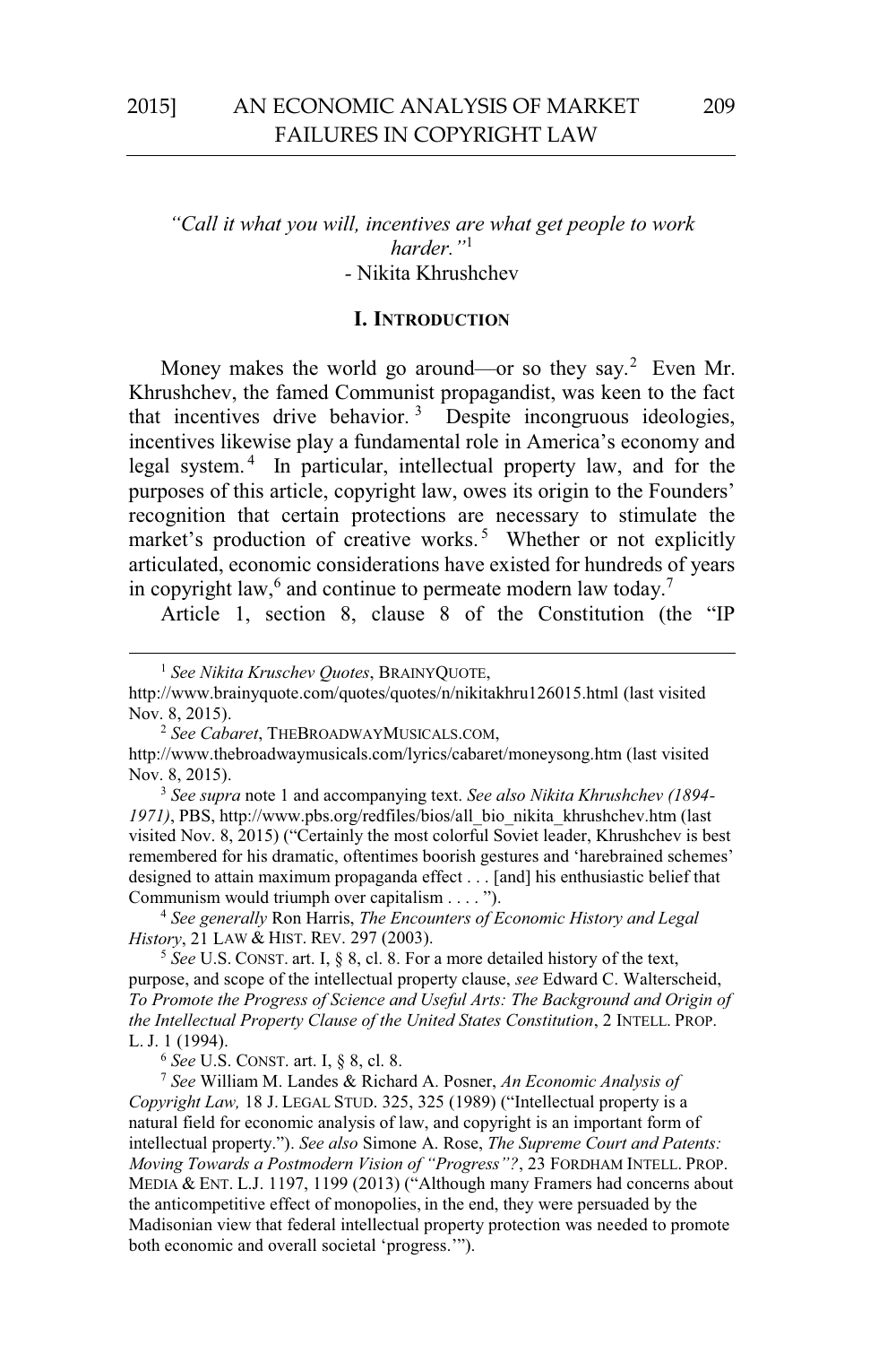*"Call it what you will, incentives are what get people to work harder."*[1]
- Nikita Khrushchev

## I. Introduction

Money makes the world go around—or so they say.[2] Even Mr. Khrushchev, the famed Communist propagandist, was keen to the fact that incentives drive behavior.[3] Despite incongruous ideologies, incentives likewise play a fundamental role in America's economy and legal system.[4] In particular, intellectual property law, and for the purposes of this article, copyright law, owes its origin to the Founders' recognition that certain protections are necessary to stimulate the market's production of creative works.[5] Whether or not explicitly articulated, economic considerations have existed for hundreds of years in copyright law,[6] and continue to permeate modern law today.[7]

Article 1, section 8, clause 8 of the Constitution (the "IP

---

[1] *See Nikita Kruschev Quotes*, BRAINYQUOTE, http://www.brainyquote.com/quotes/quotes/n/nikitakhru126015.html (last visited Nov. 8, 2015).

[2] *See Cabaret*, THEBROADWAYMUSICALS.COM, http://www.thebroadwaymusicals.com/lyrics/cabaret/moneysong.htm (last visited Nov. 8, 2015).

[3] *See supra* note 1 and accompanying text. *See also Nikita Khrushchev (1894-1971)*, PBS, http://www.pbs.org/redfiles/bios/all_bio_nikita_khrushchev.htm (last visited Nov. 8, 2015) ("Certainly the most colorful Soviet leader, Khrushchev is best remembered for his dramatic, oftentimes boorish gestures and 'harebrained schemes' designed to attain maximum propaganda effect . . . [and] his enthusiastic belief that Communism would triumph over capitalism . . . .").

[4] *See generally* Ron Harris, *The Encounters of Economic History and Legal History*, 21 LAW & HIST. REV. 297 (2003).

[5] *See* U.S. CONST. art. I, § 8, cl. 8. For a more detailed history of the text, purpose, and scope of the intellectual property clause, *see* Edward C. Walterscheid, *To Promote the Progress of Science and Useful Arts: The Background and Origin of the Intellectual Property Clause of the United States Constitution*, 2 INTELL. PROP. L. J. 1 (1994).

[6] *See* U.S. CONST. art. I, § 8, cl. 8.

[7] *See* William M. Landes & Richard A. Posner, *An Economic Analysis of Copyright Law,* 18 J. LEGAL STUD. 325, 325 (1989) ("Intellectual property is a natural field for economic analysis of law, and copyright is an important form of intellectual property."). *See also* Simone A. Rose, *The Supreme Court and Patents: Moving Towards a Postmodern Vision of "Progress"?*, 23 FORDHAM INTELL. PROP. MEDIA & ENT. L.J. 1197, 1199 (2013) ("Although many Framers had concerns about the anticompetitive effect of monopolies, in the end, they were persuaded by the Madisonian view that federal intellectual property protection was needed to promote both economic and overall societal 'progress.'").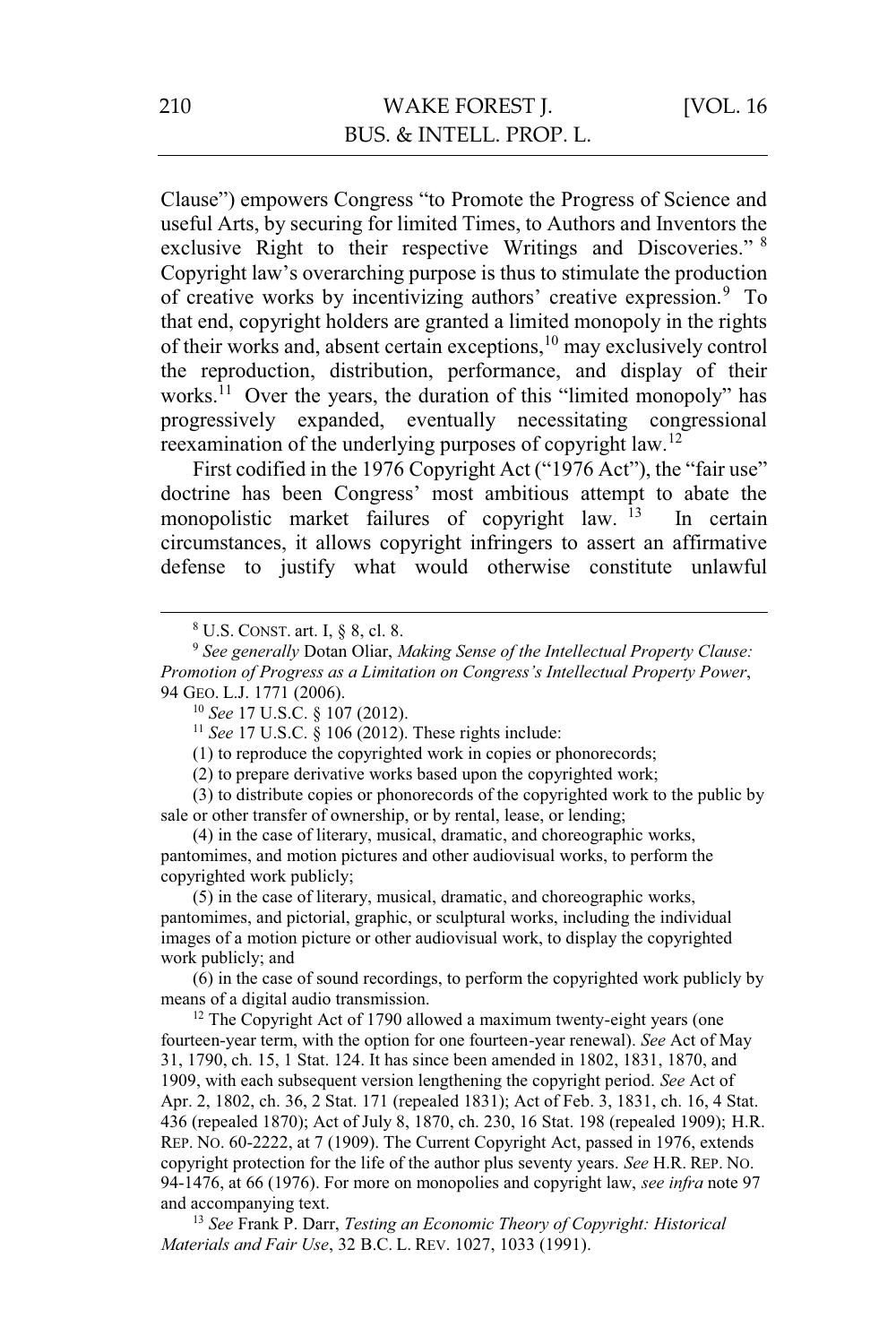Clause") empowers Congress "to Promote the Progress of Science and useful Arts, by securing for limited Times, to Authors and Inventors the exclusive Right to their respective Writings and Discoveries."[8] Copyright law's overarching purpose is thus to stimulate the production of creative works by incentivizing authors' creative expression.[9] To that end, copyright holders are granted a limited monopoly in the rights of their works and, absent certain exceptions,[10] may exclusively control the reproduction, distribution, performance, and display of their works.[11] Over the years, the duration of this "limited monopoly" has progressively expanded, eventually necessitating congressional reexamination of the underlying purposes of copyright law.[12]

First codified in the 1976 Copyright Act ("1976 Act"), the "fair use" doctrine has been Congress' most ambitious attempt to abate the monopolistic market failures of copyright law.[13] In certain circumstances, it allows copyright infringers to assert an affirmative defense to justify what would otherwise constitute unlawful

---

[8] U.S. CONST. art. I, § 8, cl. 8.

[9] *See generally* Dotan Oliar, *Making Sense of the Intellectual Property Clause: Promotion of Progress as a Limitation on Congress's Intellectual Property Power*, 94 GEO. L.J. 1771 (2006).

[10] *See* 17 U.S.C. § 107 (2012).

[11] *See* 17 U.S.C. § 106 (2012). These rights include:

(1) to reproduce the copyrighted work in copies or phonorecords;

(2) to prepare derivative works based upon the copyrighted work;

(3) to distribute copies or phonorecords of the copyrighted work to the public by sale or other transfer of ownership, or by rental, lease, or lending;

(4) in the case of literary, musical, dramatic, and choreographic works, pantomimes, and motion pictures and other audiovisual works, to perform the copyrighted work publicly;

(5) in the case of literary, musical, dramatic, and choreographic works, pantomimes, and pictorial, graphic, or sculptural works, including the individual images of a motion picture or other audiovisual work, to display the copyrighted work publicly; and

(6) in the case of sound recordings, to perform the copyrighted work publicly by means of a digital audio transmission.

[12] The Copyright Act of 1790 allowed a maximum twenty-eight years (one fourteen-year term, with the option for one fourteen-year renewal). *See* Act of May 31, 1790, ch. 15, 1 Stat. 124. It has since been amended in 1802, 1831, 1870, and 1909, with each subsequent version lengthening the copyright period. *See* Act of Apr. 2, 1802, ch. 36, 2 Stat. 171 (repealed 1831); Act of Feb. 3, 1831, ch. 16, 4 Stat. 436 (repealed 1870); Act of July 8, 1870, ch. 230, 16 Stat. 198 (repealed 1909); H.R. REP. NO. 60-2222, at 7 (1909). The Current Copyright Act, passed in 1976, extends copyright protection for the life of the author plus seventy years. *See* H.R. REP. NO. 94-1476, at 66 (1976). For more on monopolies and copyright law, *see infra* note 97 and accompanying text.

[13] *See* Frank P. Darr, *Testing an Economic Theory of Copyright: Historical Materials and Fair Use*, 32 B.C. L. REV. 1027, 1033 (1991).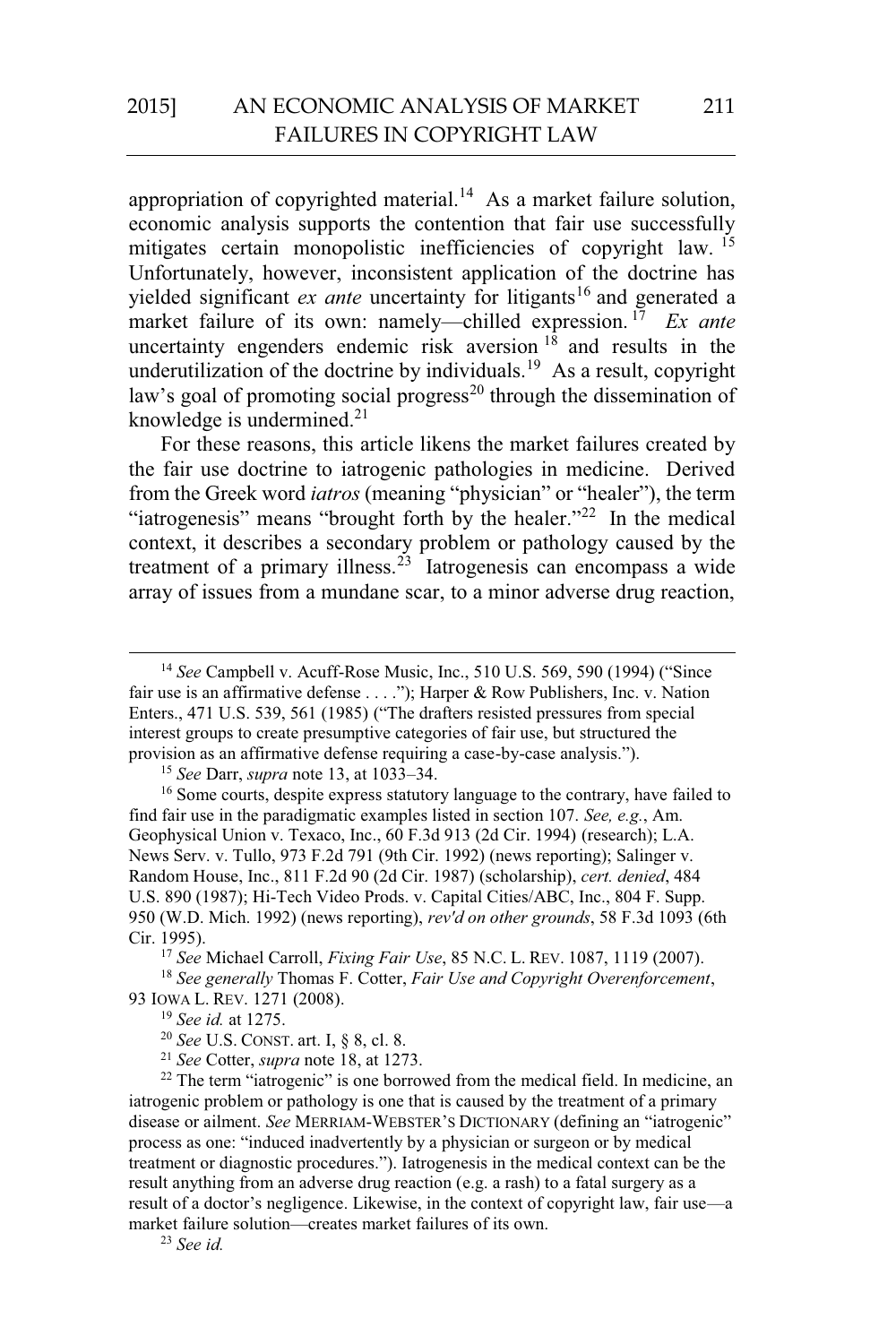appropriation of copyrighted material.[14] As a market failure solution, economic analysis supports the contention that fair use successfully mitigates certain monopolistic inefficiencies of copyright law.[15] Unfortunately, however, inconsistent application of the doctrine has yielded significant *ex ante* uncertainty for litigants[16] and generated a market failure of its own: namely—chilled expression.[17] *Ex ante* uncertainty engenders endemic risk aversion[18] and results in the underutilization of the doctrine by individuals.[19] As a result, copyright law's goal of promoting social progress[20] through the dissemination of knowledge is undermined.[21]

For these reasons, this article likens the market failures created by the fair use doctrine to iatrogenic pathologies in medicine. Derived from the Greek word *iatros* (meaning "physician" or "healer"), the term "iatrogenesis" means "brought forth by the healer."[22] In the medical context, it describes a secondary problem or pathology caused by the treatment of a primary illness.[23] Iatrogenesis can encompass a wide array of issues from a mundane scar, to a minor adverse drug reaction,

---

[14] *See* Campbell v. Acuff-Rose Music, Inc., 510 U.S. 569, 590 (1994) ("Since fair use is an affirmative defense . . . ."); Harper & Row Publishers, Inc. v. Nation Enters., 471 U.S. 539, 561 (1985) ("The drafters resisted pressures from special interest groups to create presumptive categories of fair use, but structured the provision as an affirmative defense requiring a case-by-case analysis.").

[15] *See* Darr, *supra* note 13, at 1033–34.

[16] Some courts, despite express statutory language to the contrary, have failed to find fair use in the paradigmatic examples listed in section 107. *See, e.g.*, Am. Geophysical Union v. Texaco, Inc., 60 F.3d 913 (2d Cir. 1994) (research); L.A. News Serv. v. Tullo, 973 F.2d 791 (9th Cir. 1992) (news reporting); Salinger v. Random House, Inc., 811 F.2d 90 (2d Cir. 1987) (scholarship), *cert. denied*, 484 U.S. 890 (1987); Hi-Tech Video Prods. v. Capital Cities/ABC, Inc., 804 F. Supp. 950 (W.D. Mich. 1992) (news reporting), *rev'd on other grounds*, 58 F.3d 1093 (6th Cir. 1995).

[17] *See* Michael Carroll, *Fixing Fair Use*, 85 N.C. L. REV. 1087, 1119 (2007).

[18] *See generally* Thomas F. Cotter, *Fair Use and Copyright Overenforcement*, 93 IOWA L. REV. 1271 (2008).

[19] *See id.* at 1275.

[20] *See* U.S. CONST. art. I, § 8, cl. 8.

[21] *See* Cotter, *supra* note 18, at 1273.

[22] The term "iatrogenic" is one borrowed from the medical field. In medicine, an iatrogenic problem or pathology is one that is caused by the treatment of a primary disease or ailment. *See* MERRIAM-WEBSTER'S DICTIONARY (defining an "iatrogenic" process as one: "induced inadvertently by a physician or surgeon or by medical treatment or diagnostic procedures."). Iatrogenesis in the medical context can be the result anything from an adverse drug reaction (e.g. a rash) to a fatal surgery as a result of a doctor's negligence. Likewise, in the context of copyright law, fair use—a market failure solution—creates market failures of its own.

[23] *See id.*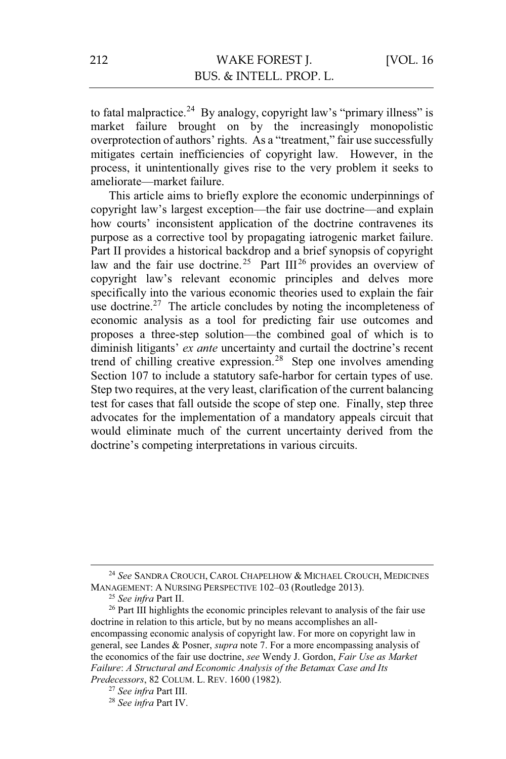to fatal malpractice.[24] By analogy, copyright law's "primary illness" is market failure brought on by the increasingly monopolistic overprotection of authors' rights. As a "treatment," fair use successfully mitigates certain inefficiencies of copyright law. However, in the process, it unintentionally gives rise to the very problem it seeks to ameliorate—market failure.

This article aims to briefly explore the economic underpinnings of copyright law's largest exception—the fair use doctrine—and explain how courts' inconsistent application of the doctrine contravenes its purpose as a corrective tool by propagating iatrogenic market failure. Part II provides a historical backdrop and a brief synopsis of copyright law and the fair use doctrine.[25] Part III[26] provides an overview of copyright law's relevant economic principles and delves more specifically into the various economic theories used to explain the fair use doctrine.[27] The article concludes by noting the incompleteness of economic analysis as a tool for predicting fair use outcomes and proposes a three-step solution—the combined goal of which is to diminish litigants' *ex ante* uncertainty and curtail the doctrine's recent trend of chilling creative expression.[28] Step one involves amending Section 107 to include a statutory safe-harbor for certain types of use. Step two requires, at the very least, clarification of the current balancing test for cases that fall outside the scope of step one. Finally, step three advocates for the implementation of a mandatory appeals circuit that would eliminate much of the current uncertainty derived from the doctrine's competing interpretations in various circuits.

---

[24] *See* SANDRA CROUCH, CAROL CHAPELHOW & MICHAEL CROUCH, MEDICINES MANAGEMENT: A NURSING PERSPECTIVE 102–03 (Routledge 2013).

[25] *See infra* Part II.

[26] Part III highlights the economic principles relevant to analysis of the fair use doctrine in relation to this article, but by no means accomplishes an all-encompassing economic analysis of copyright law. For more on copyright law in general, see Landes & Posner, *supra* note 7. For a more encompassing analysis of the economics of the fair use doctrine, *see* Wendy J. Gordon, *Fair Use as Market Failure*: *A Structural and Economic Analysis of the Betamax Case and Its Predecessors*, 82 COLUM. L. REV. 1600 (1982).

[27] *See infra* Part III.

[28] *See infra* Part IV.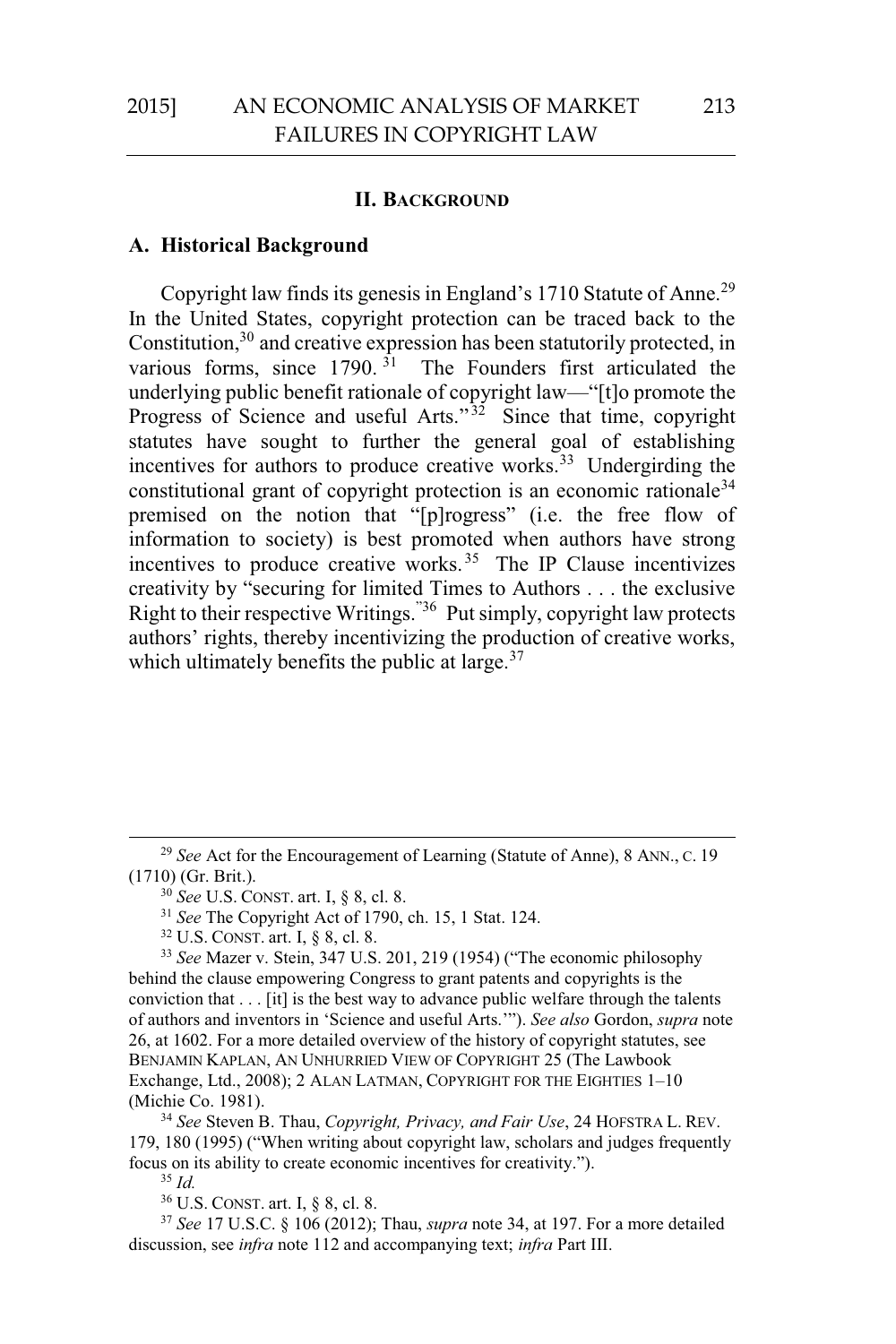## II. Background

### A. Historical Background

Copyright law finds its genesis in England's 1710 Statute of Anne.[29] In the United States, copyright protection can be traced back to the Constitution,[30] and creative expression has been statutorily protected, in various forms, since 1790.[31] The Founders first articulated the underlying public benefit rationale of copyright law—"[t]o promote the Progress of Science and useful Arts."[32] Since that time, copyright statutes have sought to further the general goal of establishing incentives for authors to produce creative works.[33] Undergirding the constitutional grant of copyright protection is an economic rationale[34] premised on the notion that "[p]rogress" (i.e. the free flow of information to society) is best promoted when authors have strong incentives to produce creative works.[35] The IP Clause incentivizes creativity by "securing for limited Times to Authors . . . the exclusive Right to their respective Writings."[36] Put simply, copyright law protects authors' rights, thereby incentivizing the production of creative works, which ultimately benefits the public at large.[37]

---

[29] *See* Act for the Encouragement of Learning (Statute of Anne), 8 ANN., C. 19 (1710) (Gr. Brit.).

[30] *See* U.S. CONST. art. I, § 8, cl. 8.

[31] *See* The Copyright Act of 1790, ch. 15, 1 Stat. 124.

[32] U.S. CONST. art. I, § 8, cl. 8.

[33] *See* Mazer v. Stein, 347 U.S. 201, 219 (1954) ("The economic philosophy behind the clause empowering Congress to grant patents and copyrights is the conviction that . . . [it] is the best way to advance public welfare through the talents of authors and inventors in 'Science and useful Arts.'"). *See also* Gordon, *supra* note 26, at 1602. For a more detailed overview of the history of copyright statutes, see BENJAMIN KAPLAN, AN UNHURRIED VIEW OF COPYRIGHT 25 (The Lawbook Exchange, Ltd., 2008); 2 ALAN LATMAN, COPYRIGHT FOR THE EIGHTIES 1–10 (Michie Co. 1981).

[34] *See* Steven B. Thau, *Copyright, Privacy, and Fair Use*, 24 HOFSTRA L. REV. 179, 180 (1995) ("When writing about copyright law, scholars and judges frequently focus on its ability to create economic incentives for creativity.").

[35] *Id.*

[36] U.S. CONST. art. I, § 8, cl. 8.

[37] *See* 17 U.S.C. § 106 (2012); Thau, *supra* note 34, at 197. For a more detailed discussion, see *infra* note 112 and accompanying text; *infra* Part III.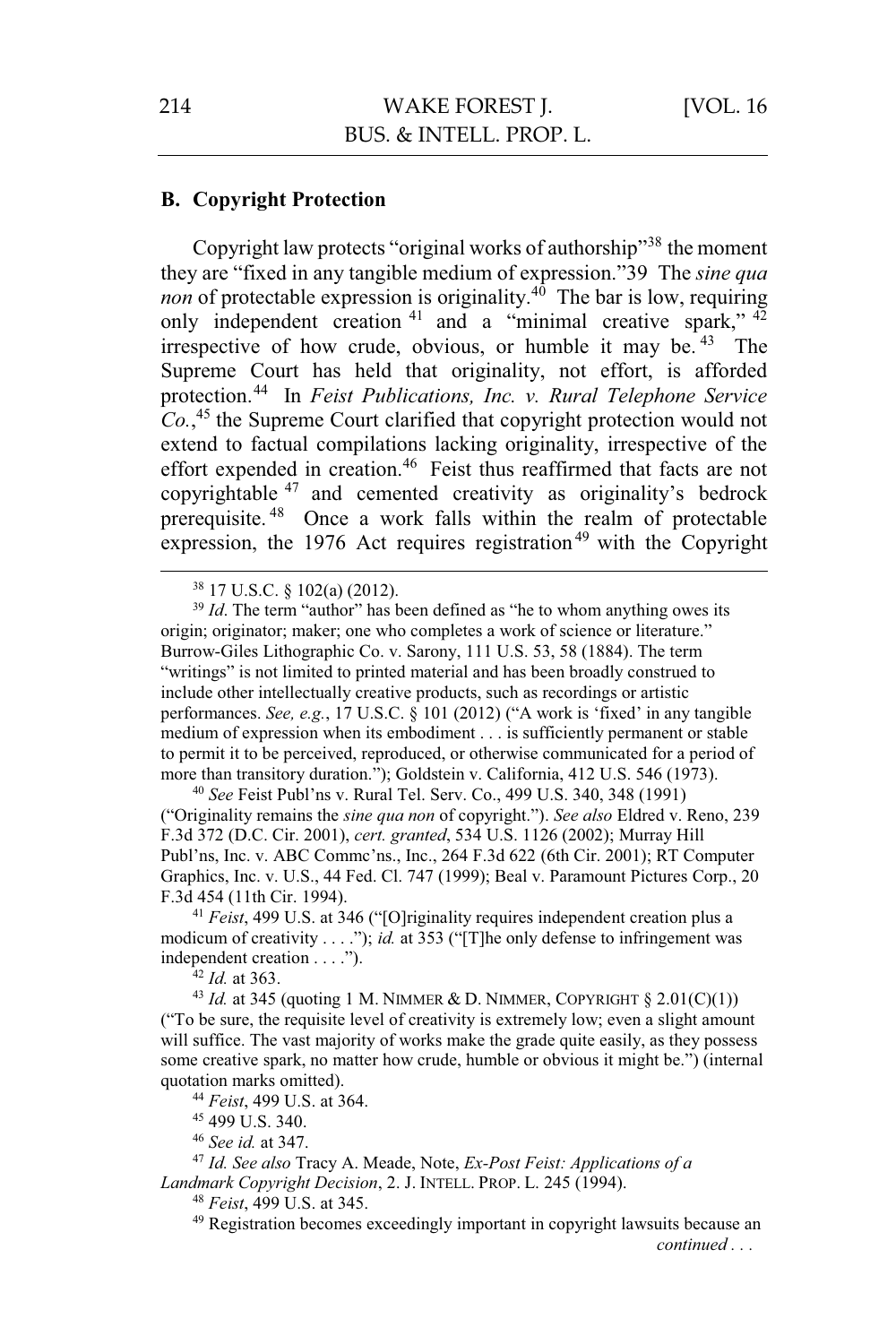## B. Copyright Protection

Copyright law protects "original works of authorship"[38] the moment they are "fixed in any tangible medium of expression."39 The *sine qua non* of protectable expression is originality.[40] The bar is low, requiring only independent creation [41] and a "minimal creative spark," [42] irrespective of how crude, obvious, or humble it may be. [43] The Supreme Court has held that originality, not effort, is afforded protection.[44] In *Feist Publications, Inc. v. Rural Telephone Service Co.*,[45] the Supreme Court clarified that copyright protection would not extend to factual compilations lacking originality, irrespective of the effort expended in creation.[46] Feist thus reaffirmed that facts are not copyrightable [47] and cemented creativity as originality's bedrock prerequisite. [48] Once a work falls within the realm of protectable expression, the 1976 Act requires registration[49] with the Copyright

---

[38] 17 U.S.C. § 102(a) (2012).

[39] *Id*. The term "author" has been defined as "he to whom anything owes its origin; originator; maker; one who completes a work of science or literature." Burrow-Giles Lithographic Co. v. Sarony, 111 U.S. 53, 58 (1884). The term "writings" is not limited to printed material and has been broadly construed to include other intellectually creative products, such as recordings or artistic performances. *See, e.g.*, 17 U.S.C. § 101 (2012) ("A work is 'fixed' in any tangible medium of expression when its embodiment . . . is sufficiently permanent or stable to permit it to be perceived, reproduced, or otherwise communicated for a period of more than transitory duration."); Goldstein v. California, 412 U.S. 546 (1973).

[40] *See* Feist Publ'ns v. Rural Tel. Serv. Co., 499 U.S. 340, 348 (1991) ("Originality remains the *sine qua non* of copyright."). *See also* Eldred v. Reno, 239 F.3d 372 (D.C. Cir. 2001), *cert. granted*, 534 U.S. 1126 (2002); Murray Hill Publ'ns, Inc. v. ABC Commc'ns., Inc., 264 F.3d 622 (6th Cir. 2001); RT Computer Graphics, Inc. v. U.S., 44 Fed. Cl. 747 (1999); Beal v. Paramount Pictures Corp., 20 F.3d 454 (11th Cir. 1994).

[41] *Feist*, 499 U.S. at 346 ("[O]riginality requires independent creation plus a modicum of creativity . . . ."); *id.* at 353 ("[T]he only defense to infringement was independent creation . . . .").

[42] *Id.* at 363.

[43] *Id.* at 345 (quoting 1 M. NIMMER & D. NIMMER, COPYRIGHT § 2.01(C)(1)) ("To be sure, the requisite level of creativity is extremely low; even a slight amount will suffice. The vast majority of works make the grade quite easily, as they possess some creative spark, no matter how crude, humble or obvious it might be.") (internal quotation marks omitted).

[44] *Feist*, 499 U.S. at 364.

[45] 499 U.S. 340.

[46] *See id.* at 347.

[47] *Id. See also* Tracy A. Meade, Note, *Ex-Post Feist: Applications of a Landmark Copyright Decision*, 2. J. INTELL. PROP. L. 245 (1994).

[48] *Feist*, 499 U.S. at 345.

[49] Registration becomes exceedingly important in copyright lawsuits because an *continued . . .*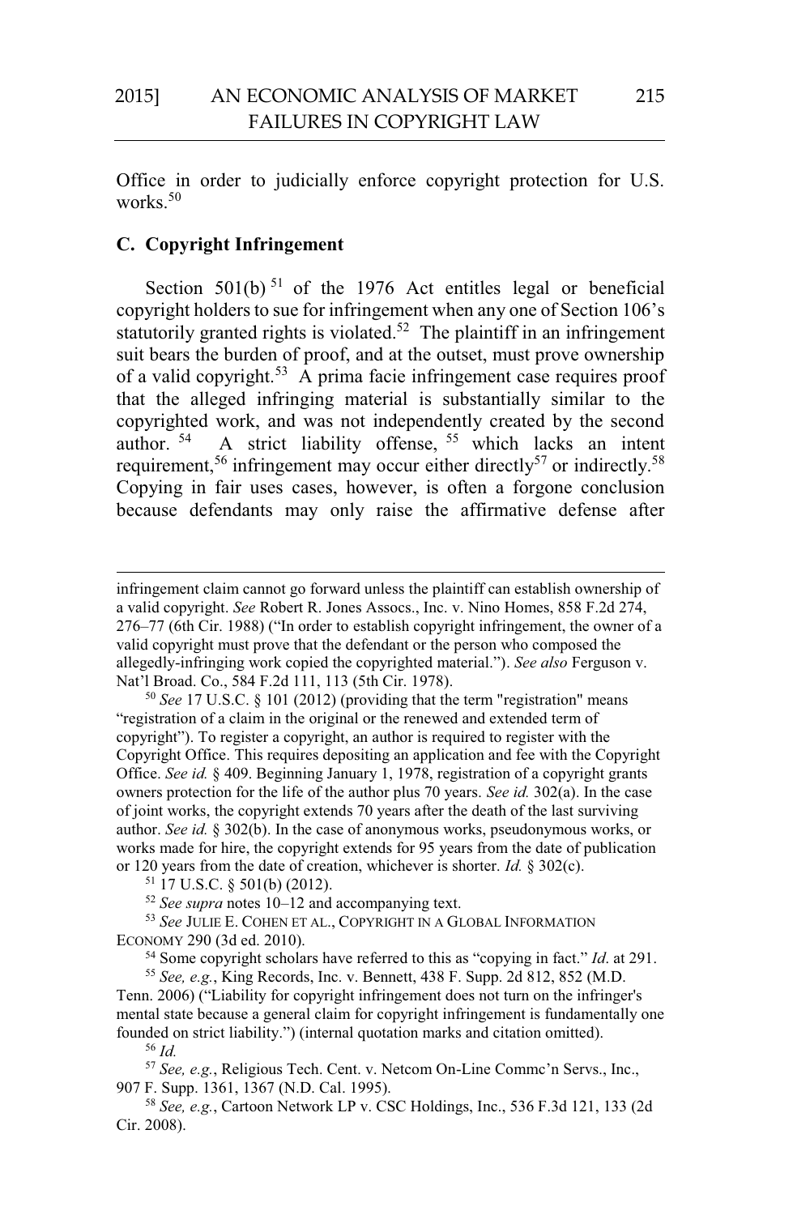Office in order to judicially enforce copyright protection for U.S. works.[50]

### C. Copyright Infringement

Section 501(b)[51] of the 1976 Act entitles legal or beneficial copyright holders to sue for infringement when any one of Section 106's statutorily granted rights is violated.[52] The plaintiff in an infringement suit bears the burden of proof, and at the outset, must prove ownership of a valid copyright.[53] A prima facie infringement case requires proof that the alleged infringing material is substantially similar to the copyrighted work, and was not independently created by the second author.[54] A strict liability offense,[55] which lacks an intent requirement,[56] infringement may occur either directly[57] or indirectly.[58] Copying in fair uses cases, however, is often a forgone conclusion because defendants may only raise the affirmative defense after

---

infringement claim cannot go forward unless the plaintiff can establish ownership of a valid copyright. *See* Robert R. Jones Assocs., Inc. v. Nino Homes, 858 F.2d 274, 276–77 (6th Cir. 1988) ("In order to establish copyright infringement, the owner of a valid copyright must prove that the defendant or the person who composed the allegedly-infringing work copied the copyrighted material."). *See also* Ferguson v. Nat'l Broad. Co., 584 F.2d 111, 113 (5th Cir. 1978).

[50] *See* 17 U.S.C. § 101 (2012) (providing that the term "registration" means "registration of a claim in the original or the renewed and extended term of copyright"). To register a copyright, an author is required to register with the Copyright Office. This requires depositing an application and fee with the Copyright Office. *See id.* § 409. Beginning January 1, 1978, registration of a copyright grants owners protection for the life of the author plus 70 years. *See id.* 302(a). In the case of joint works, the copyright extends 70 years after the death of the last surviving author. *See id.* § 302(b). In the case of anonymous works, pseudonymous works, or works made for hire, the copyright extends for 95 years from the date of publication or 120 years from the date of creation, whichever is shorter. *Id.* § 302(c).

[51] 17 U.S.C. § 501(b) (2012).

[52] *See supra* notes 10–12 and accompanying text.

[53] *See* JULIE E. COHEN ET AL., COPYRIGHT IN A GLOBAL INFORMATION ECONOMY 290 (3d ed. 2010).

[54] Some copyright scholars have referred to this as "copying in fact." *Id*. at 291.

[55] *See, e.g.*, King Records, Inc. v. Bennett, 438 F. Supp. 2d 812, 852 (M.D. Tenn. 2006) ("Liability for copyright infringement does not turn on the infringer's mental state because a general claim for copyright infringement is fundamentally one founded on strict liability.") (internal quotation marks and citation omitted).

[56] *Id.*

[57] *See, e.g.*, Religious Tech. Cent. v. Netcom On-Line Commc'n Servs., Inc., 907 F. Supp. 1361, 1367 (N.D. Cal. 1995).

[58] *See, e.g.*, Cartoon Network LP v. CSC Holdings, Inc., 536 F.3d 121, 133 (2d Cir. 2008).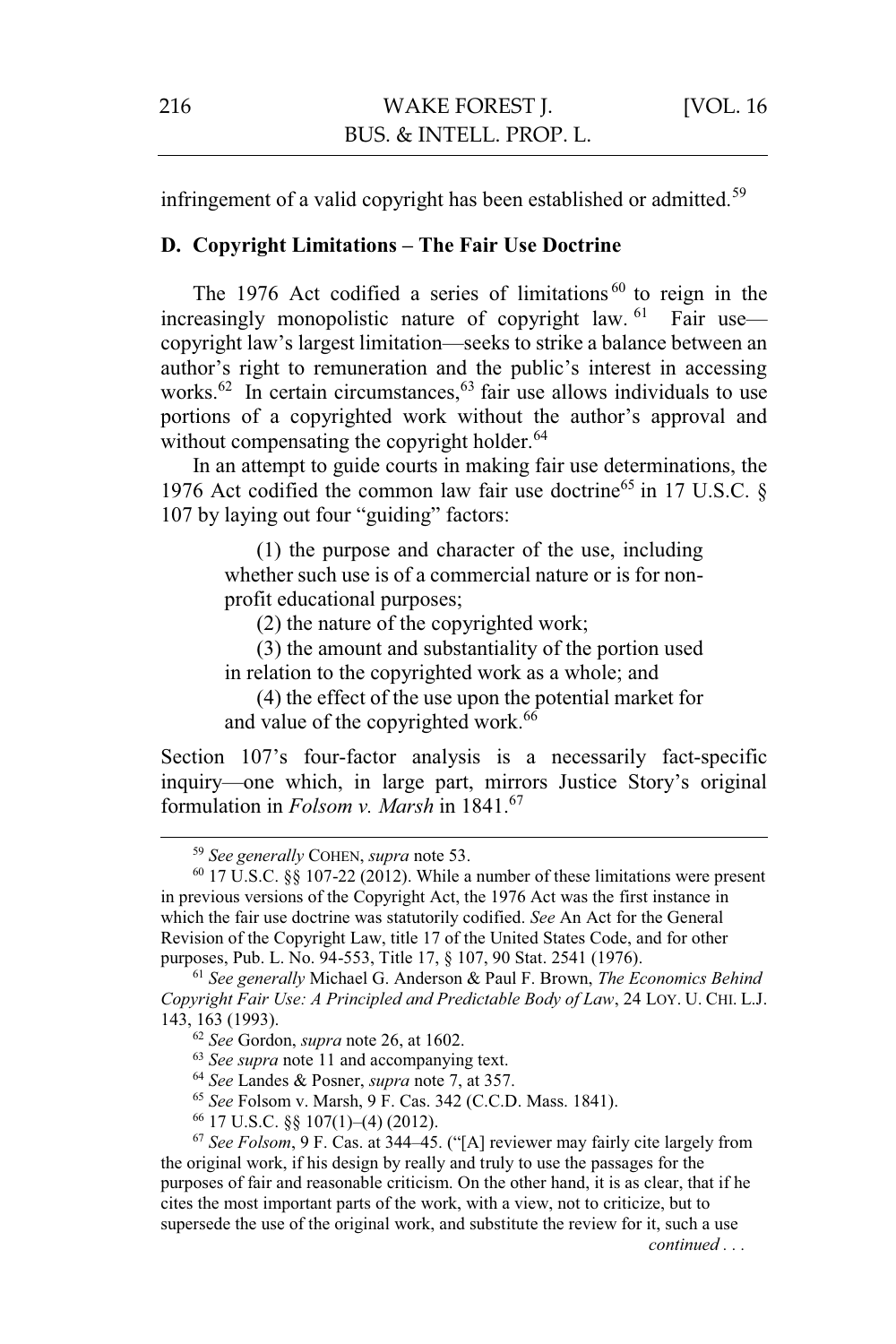infringement of a valid copyright has been established or admitted.[59]

### D. Copyright Limitations – The Fair Use Doctrine

The 1976 Act codified a series of limitations[60] to reign in the increasingly monopolistic nature of copyright law.[61] Fair use—copyright law's largest limitation—seeks to strike a balance between an author's right to remuneration and the public's interest in accessing works.[62] In certain circumstances,[63] fair use allows individuals to use portions of a copyrighted work without the author's approval and without compensating the copyright holder.[64]

In an attempt to guide courts in making fair use determinations, the 1976 Act codified the common law fair use doctrine[65] in 17 U.S.C. § 107 by laying out four "guiding" factors:

> (1) the purpose and character of the use, including whether such use is of a commercial nature or is for non-profit educational purposes;
>
> (2) the nature of the copyrighted work;
>
> (3) the amount and substantiality of the portion used in relation to the copyrighted work as a whole; and
>
> (4) the effect of the use upon the potential market for and value of the copyrighted work.[66]

Section 107's four-factor analysis is a necessarily fact-specific inquiry—one which, in large part, mirrors Justice Story's original formulation in *Folsom v. Marsh* in 1841.[67]

---

[59] *See generally* COHEN, *supra* note 53.

[60] 17 U.S.C. §§ 107-22 (2012). While a number of these limitations were present in previous versions of the Copyright Act, the 1976 Act was the first instance in which the fair use doctrine was statutorily codified. *See* An Act for the General Revision of the Copyright Law, title 17 of the United States Code, and for other purposes, Pub. L. No. 94-553, Title 17, § 107, 90 Stat. 2541 (1976).

[61] *See generally* Michael G. Anderson & Paul F. Brown, *The Economics Behind Copyright Fair Use: A Principled and Predictable Body of Law*, 24 LOY. U. CHI. L.J. 143, 163 (1993).

[62] *See* Gordon, *supra* note 26, at 1602.

[63] *See supra* note 11 and accompanying text.

[64] *See* Landes & Posner, *supra* note 7, at 357.

[65] *See* Folsom v. Marsh, 9 F. Cas. 342 (C.C.D. Mass. 1841).

[66] 17 U.S.C. §§ 107(1)–(4) (2012).

[67] *See Folsom*, 9 F. Cas. at 344–45. ("[A] reviewer may fairly cite largely from the original work, if his design by really and truly to use the passages for the purposes of fair and reasonable criticism. On the other hand, it is as clear, that if he cites the most important parts of the work, with a view, not to criticize, but to supersede the use of the original work, and substitute the review for it, such a use

*continued . . .*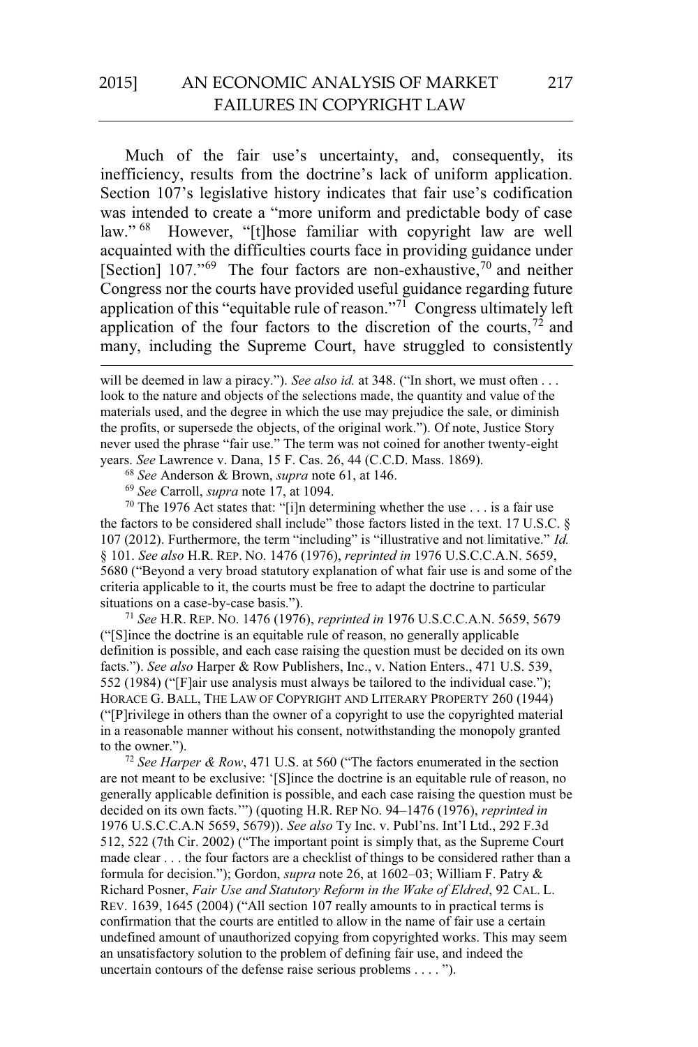Much of the fair use's uncertainty, and, consequently, its inefficiency, results from the doctrine's lack of uniform application. Section 107's legislative history indicates that fair use's codification was intended to create a "more uniform and predictable body of case law."[68] However, "[t]hose familiar with copyright law are well acquainted with the difficulties courts face in providing guidance under [Section] 107."[69] The four factors are non-exhaustive,[70] and neither Congress nor the courts have provided useful guidance regarding future application of this "equitable rule of reason."[71] Congress ultimately left application of the four factors to the discretion of the courts,[72] and many, including the Supreme Court, have struggled to consistently

---

will be deemed in law a piracy."). *See also id.* at 348. ("In short, we must often . . . look to the nature and objects of the selections made, the quantity and value of the materials used, and the degree in which the use may prejudice the sale, or diminish the profits, or supersede the objects, of the original work."). Of note, Justice Story never used the phrase "fair use." The term was not coined for another twenty-eight years. *See* Lawrence v. Dana, 15 F. Cas. 26, 44 (C.C.D. Mass. 1869).

[68] *See* Anderson & Brown, *supra* note 61, at 146.

[69] *See* Carroll, *supra* note 17, at 1094.

[70] The 1976 Act states that: "[i]n determining whether the use . . . is a fair use the factors to be considered shall include" those factors listed in the text. 17 U.S.C. § 107 (2012). Furthermore, the term "including" is "illustrative and not limitative." *Id.* § 101. *See also* H.R. REP. NO. 1476 (1976), *reprinted in* 1976 U.S.C.C.A.N. 5659, 5680 ("Beyond a very broad statutory explanation of what fair use is and some of the criteria applicable to it, the courts must be free to adapt the doctrine to particular situations on a case-by-case basis.").

[71] *See* H.R. REP. NO. 1476 (1976), *reprinted in* 1976 U.S.C.C.A.N. 5659, 5679 ("[S]ince the doctrine is an equitable rule of reason, no generally applicable definition is possible, and each case raising the question must be decided on its own facts."). *See also* Harper & Row Publishers, Inc., v. Nation Enters., 471 U.S. 539, 552 (1984) ("[F]air use analysis must always be tailored to the individual case."); HORACE G. BALL, THE LAW OF COPYRIGHT AND LITERARY PROPERTY 260 (1944) ("[P]rivilege in others than the owner of a copyright to use the copyrighted material in a reasonable manner without his consent, notwithstanding the monopoly granted to the owner.").

[72] *See Harper & Row*, 471 U.S. at 560 ("The factors enumerated in the section are not meant to be exclusive: '[S]ince the doctrine is an equitable rule of reason, no generally applicable definition is possible, and each case raising the question must be decided on its own facts.'") (quoting H.R. REP NO. 94–1476 (1976), *reprinted in* 1976 U.S.C.C.A.N 5659, 5679)). *See also* Ty Inc. v. Publ'ns. Int'l Ltd., 292 F.3d 512, 522 (7th Cir. 2002) ("The important point is simply that, as the Supreme Court made clear . . . the four factors are a checklist of things to be considered rather than a formula for decision."); Gordon, *supra* note 26, at 1602–03; William F. Patry & Richard Posner, *Fair Use and Statutory Reform in the Wake of Eldred*, 92 CAL. L. REV. 1639, 1645 (2004) ("All section 107 really amounts to in practical terms is confirmation that the courts are entitled to allow in the name of fair use a certain undefined amount of unauthorized copying from copyrighted works. This may seem an unsatisfactory solution to the problem of defining fair use, and indeed the uncertain contours of the defense raise serious problems . . . . ").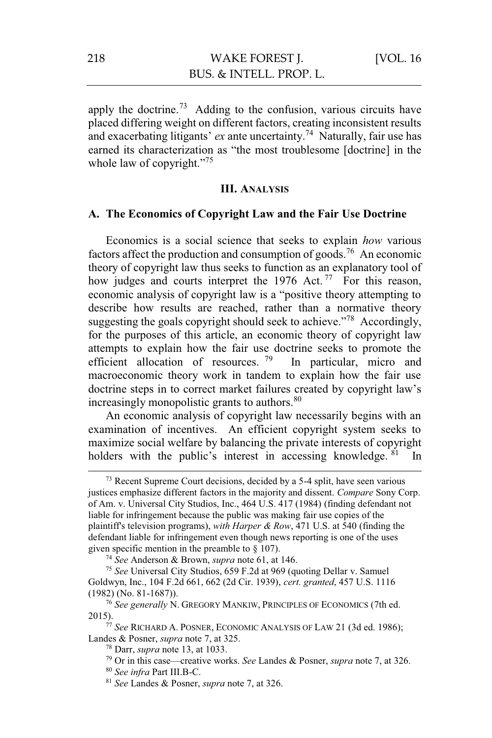apply the doctrine.[73] Adding to the confusion, various circuits have placed differing weight on different factors, creating inconsistent results and exacerbating litigants' *ex* ante uncertainty.[74] Naturally, fair use has earned its characterization as "the most troublesome [doctrine] in the whole law of copyright."[75]

## III. Analysis

### A. The Economics of Copyright Law and the Fair Use Doctrine

Economics is a social science that seeks to explain *how* various factors affect the production and consumption of goods.[76] An economic theory of copyright law thus seeks to function as an explanatory tool of how judges and courts interpret the 1976 Act.[77] For this reason, economic analysis of copyright law is a "positive theory attempting to describe how results are reached, rather than a normative theory suggesting the goals copyright should seek to achieve."[78] Accordingly, for the purposes of this article, an economic theory of copyright law attempts to explain how the fair use doctrine seeks to promote the efficient allocation of resources.[79] In particular, micro and macroeconomic theory work in tandem to explain how the fair use doctrine steps in to correct market failures created by copyright law's increasingly monopolistic grants to authors.[80]

An economic analysis of copyright law necessarily begins with an examination of incentives. An efficient copyright system seeks to maximize social welfare by balancing the private interests of copyright holders with the public's interest in accessing knowledge.[81] In

---

[73] Recent Supreme Court decisions, decided by a 5-4 split, have seen various justices emphasize different factors in the majority and dissent. *Compare* Sony Corp. of Am. v. Universal City Studios, Inc., 464 U.S. 417 (1984) (finding defendant not liable for infringement because the public was making fair use copies of the plaintiff's television programs), *with Harper & Row*, 471 U.S. at 540 (finding the defendant liable for infringement even though news reporting is one of the uses given specific mention in the preamble to § 107).

[74] *See* Anderson & Brown, *supra* note 61, at 146.

[75] *See* Universal City Studios, 659 F.2d at 969 (quoting Dellar v. Samuel Goldwyn, Inc., 104 F.2d 661, 662 (2d Cir. 1939), *cert. granted*, 457 U.S. 1116 (1982) (No. 81-1687)).

[76] *See generally* N. Gregory Mankiw, Principles of Economics (7th ed. 2015).

[77] *See* Richard A. Posner, Economic Analysis of Law 21 (3d ed. 1986); Landes & Posner, *supra* note 7, at 325.

[78] Darr, *supra* note 13, at 1033.

[79] Or in this case—creative works. *See* Landes & Posner, *supra* note 7, at 326.

[80] *See infra* Part III.B-C.

[81] *See* Landes & Posner, *supra* note 7, at 326.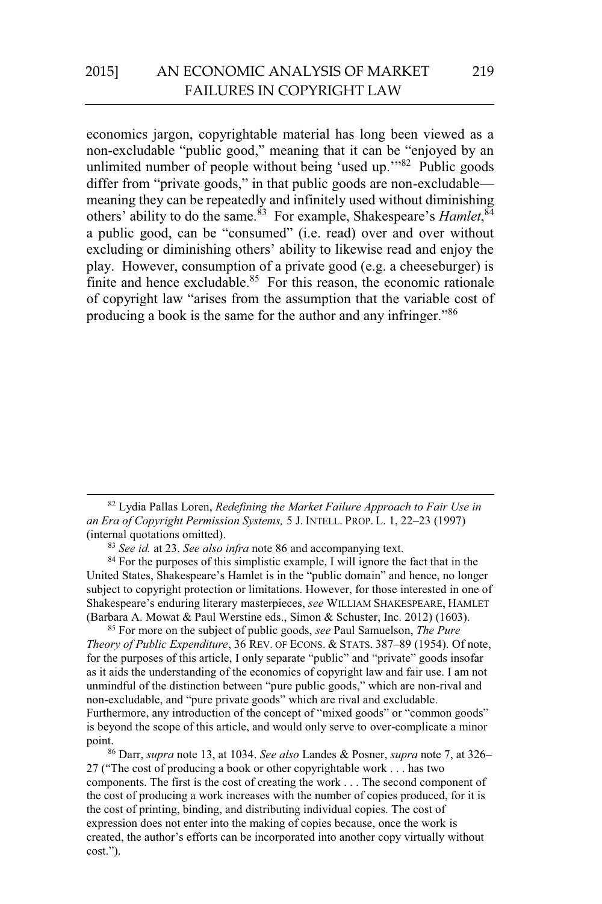economics jargon, copyrightable material has long been viewed as a non-excludable "public good," meaning that it can be "enjoyed by an unlimited number of people without being 'used up.'"[82] Public goods differ from "private goods," in that public goods are non-excludable—meaning they can be repeatedly and infinitely used without diminishing others' ability to do the same.[83] For example, Shakespeare's *Hamlet*,[84] a public good, can be "consumed" (i.e. read) over and over without excluding or diminishing others' ability to likewise read and enjoy the play. However, consumption of a private good (e.g. a cheeseburger) is finite and hence excludable.[85] For this reason, the economic rationale of copyright law "arises from the assumption that the variable cost of producing a book is the same for the author and any infringer."[86]

---

[82] Lydia Pallas Loren, *Redefining the Market Failure Approach to Fair Use in an Era of Copyright Permission Systems,* 5 J. INTELL. PROP. L. 1, 22–23 (1997) (internal quotations omitted).

[83] *See id.* at 23. *See also infra* note 86 and accompanying text.

[84] For the purposes of this simplistic example, I will ignore the fact that in the United States, Shakespeare's Hamlet is in the "public domain" and hence, no longer subject to copyright protection or limitations. However, for those interested in one of Shakespeare's enduring literary masterpieces, *see* WILLIAM SHAKESPEARE, HAMLET (Barbara A. Mowat & Paul Werstine eds., Simon & Schuster, Inc. 2012) (1603).

[85] For more on the subject of public goods, *see* Paul Samuelson, *The Pure Theory of Public Expenditure*, 36 REV. OF ECONS. & STATS. 387–89 (1954). Of note, for the purposes of this article, I only separate "public" and "private" goods insofar as it aids the understanding of the economics of copyright law and fair use. I am not unmindful of the distinction between "pure public goods," which are non-rival and non-excludable, and "pure private goods" which are rival and excludable. Furthermore, any introduction of the concept of "mixed goods" or "common goods" is beyond the scope of this article, and would only serve to over-complicate a minor point.

[86] Darr, *supra* note 13, at 1034. *See also* Landes & Posner, *supra* note 7, at 326–27 ("The cost of producing a book or other copyrightable work . . . has two components. The first is the cost of creating the work . . . The second component of the cost of producing a work increases with the number of copies produced, for it is the cost of printing, binding, and distributing individual copies. The cost of expression does not enter into the making of copies because, once the work is created, the author's efforts can be incorporated into another copy virtually without cost.").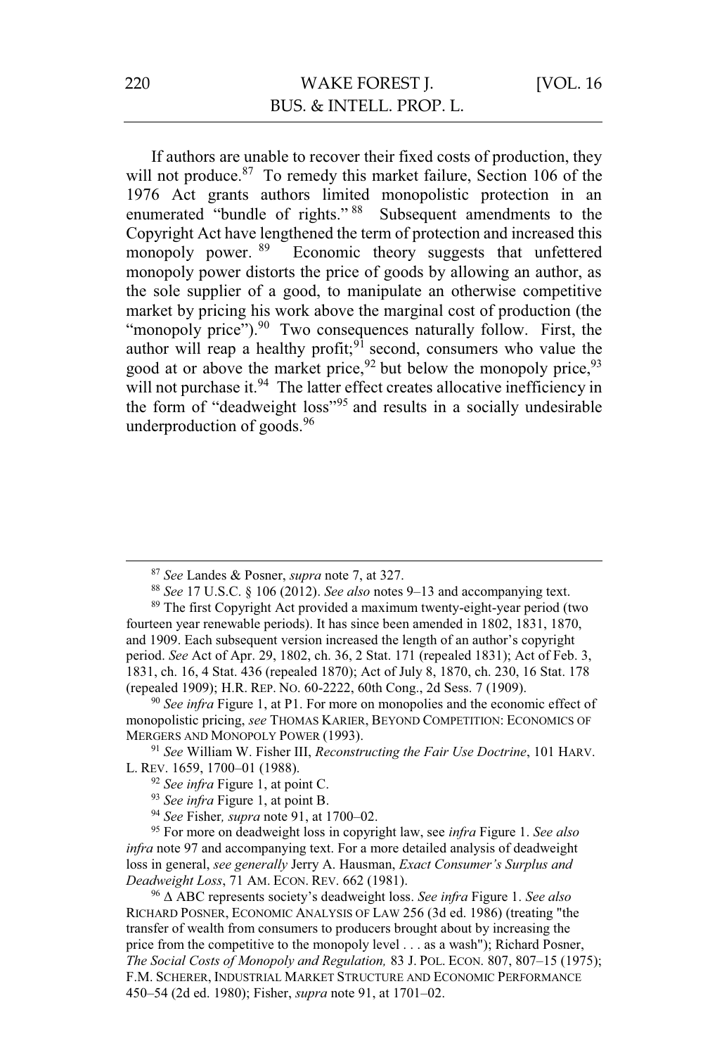If authors are unable to recover their fixed costs of production, they will not produce.[87] To remedy this market failure, Section 106 of the 1976 Act grants authors limited monopolistic protection in an enumerated "bundle of rights."[88] Subsequent amendments to the Copyright Act have lengthened the term of protection and increased this monopoly power.[89] Economic theory suggests that unfettered monopoly power distorts the price of goods by allowing an author, as the sole supplier of a good, to manipulate an otherwise competitive market by pricing his work above the marginal cost of production (the "monopoly price").[90] Two consequences naturally follow. First, the author will reap a healthy profit;[91] second, consumers who value the good at or above the market price,[92] but below the monopoly price,[93] will not purchase it.[94] The latter effect creates allocative inefficiency in the form of "deadweight loss"[95] and results in a socially undesirable underproduction of goods.[96]

---

[87] *See* Landes & Posner, *supra* note 7, at 327.

[88] *See* 17 U.S.C. § 106 (2012). *See also* notes 9–13 and accompanying text.

[89] The first Copyright Act provided a maximum twenty-eight-year period (two fourteen year renewable periods). It has since been amended in 1802, 1831, 1870, and 1909. Each subsequent version increased the length of an author's copyright period. *See* Act of Apr. 29, 1802, ch. 36, 2 Stat. 171 (repealed 1831); Act of Feb. 3, 1831, ch. 16, 4 Stat. 436 (repealed 1870); Act of July 8, 1870, ch. 230, 16 Stat. 178 (repealed 1909); H.R. REP. NO. 60-2222, 60th Cong., 2d Sess. 7 (1909).

[90] *See infra* Figure 1, at P1. For more on monopolies and the economic effect of monopolistic pricing, *see* THOMAS KARIER, BEYOND COMPETITION: ECONOMICS OF MERGERS AND MONOPOLY POWER (1993).

[91] *See* William W. Fisher III, *Reconstructing the Fair Use Doctrine*, 101 HARV. L. REV. 1659, 1700–01 (1988).

[92] *See infra* Figure 1, at point C.

[93] *See infra* Figure 1, at point B.

[94] *See* Fisher*, supra* note 91, at 1700–02.

[95] For more on deadweight loss in copyright law, see *infra* Figure 1. *See also infra* note 97 and accompanying text. For a more detailed analysis of deadweight loss in general, *see generally* Jerry A. Hausman, *Exact Consumer's Surplus and Deadweight Loss*, 71 AM. ECON. REV. 662 (1981).

[96] Δ ABC represents society's deadweight loss. *See infra* Figure 1. *See also* RICHARD POSNER, ECONOMIC ANALYSIS OF LAW 256 (3d ed. 1986) (treating "the transfer of wealth from consumers to producers brought about by increasing the price from the competitive to the monopoly level . . . as a wash"); Richard Posner, *The Social Costs of Monopoly and Regulation,* 83 J. POL. ECON. 807, 807–15 (1975); F.M. SCHERER, INDUSTRIAL MARKET STRUCTURE AND ECONOMIC PERFORMANCE 450–54 (2d ed. 1980); Fisher, *supra* note 91, at 1701–02.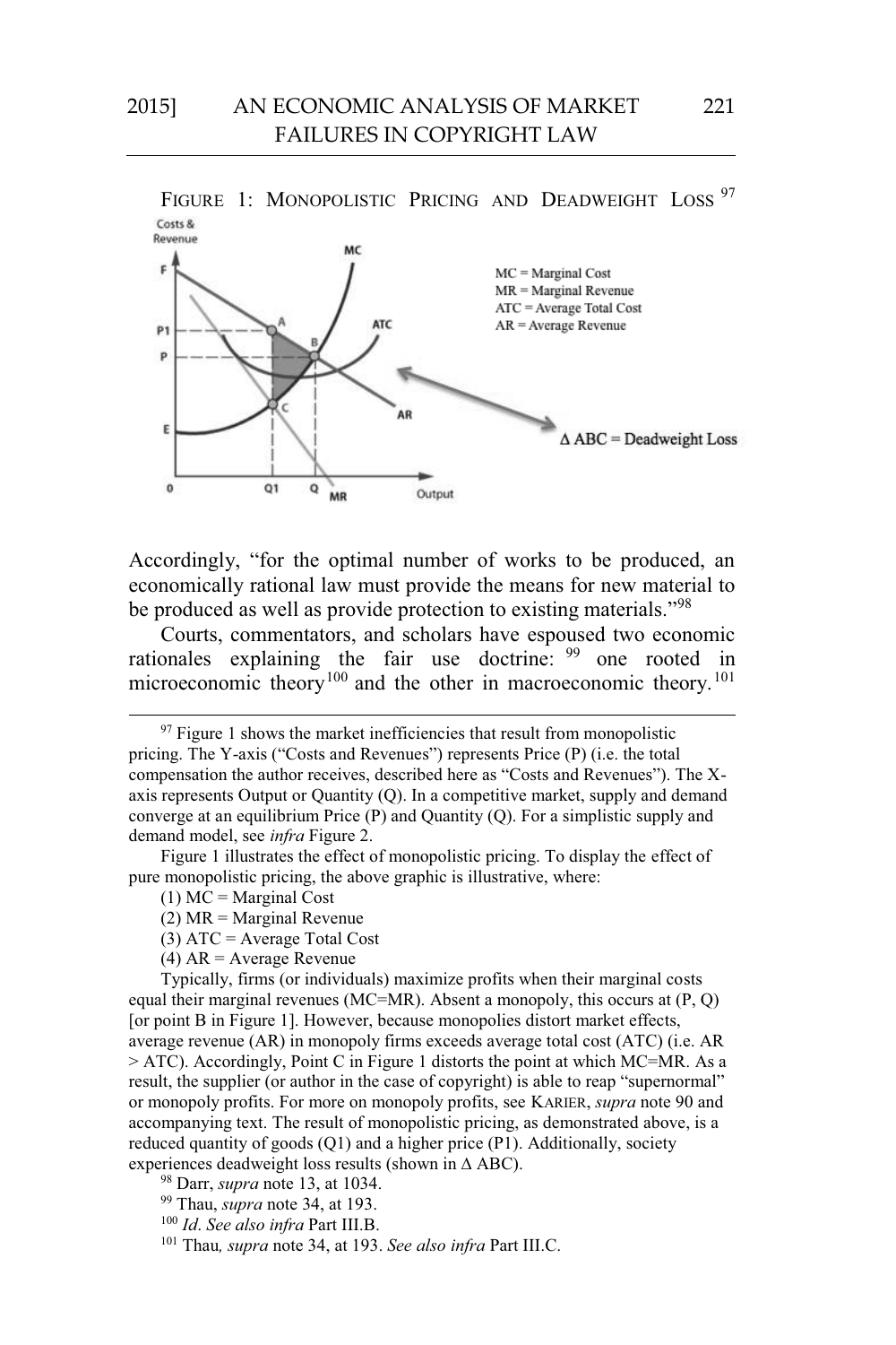FIGURE 1: MONOPOLISTIC PRICING AND DEADWEIGHT LOSS [97]

Accordingly, "for the optimal number of works to be produced, an economically rational law must provide the means for new material to be produced as well as provide protection to existing materials."[98]

Courts, commentators, and scholars have espoused two economic rationales explaining the fair use doctrine: [99] one rooted in microeconomic theory [100] and the other in macroeconomic theory. [101]

---

[97] Figure 1 shows the market inefficiencies that result from monopolistic pricing. The Y-axis ("Costs and Revenues") represents Price (P) (i.e. the total compensation the author receives, described here as "Costs and Revenues"). The X-axis represents Output or Quantity (Q). In a competitive market, supply and demand converge at an equilibrium Price (P) and Quantity (Q). For a simplistic supply and demand model, see *infra* Figure 2.

Figure 1 illustrates the effect of monopolistic pricing. To display the effect of pure monopolistic pricing, the above graphic is illustrative, where:

(1) MC = Marginal Cost

(2) MR = Marginal Revenue

(3) ATC = Average Total Cost

(4) AR = Average Revenue

Typically, firms (or individuals) maximize profits when their marginal costs equal their marginal revenues (MC=MR). Absent a monopoly, this occurs at (P, Q) [or point B in Figure 1]. However, because monopolies distort market effects, average revenue (AR) in monopoly firms exceeds average total cost (ATC) (i.e. AR > ATC). Accordingly, Point C in Figure 1 distorts the point at which MC=MR. As a result, the supplier (or author in the case of copyright) is able to reap "supernormal" or monopoly profits. For more on monopoly profits, see KARIER, *supra* note 90 and accompanying text. The result of monopolistic pricing, as demonstrated above, is a reduced quantity of goods (Q1) and a higher price (P1). Additionally, society experiences deadweight loss results (shown in Δ ABC).

[98] Darr, *supra* note 13, at 1034.

[99] Thau, *supra* note 34, at 193.

[100] *Id. See also infra* Part III.B.

[101] Thau*, supra* note 34, at 193. *See also infra* Part III.C.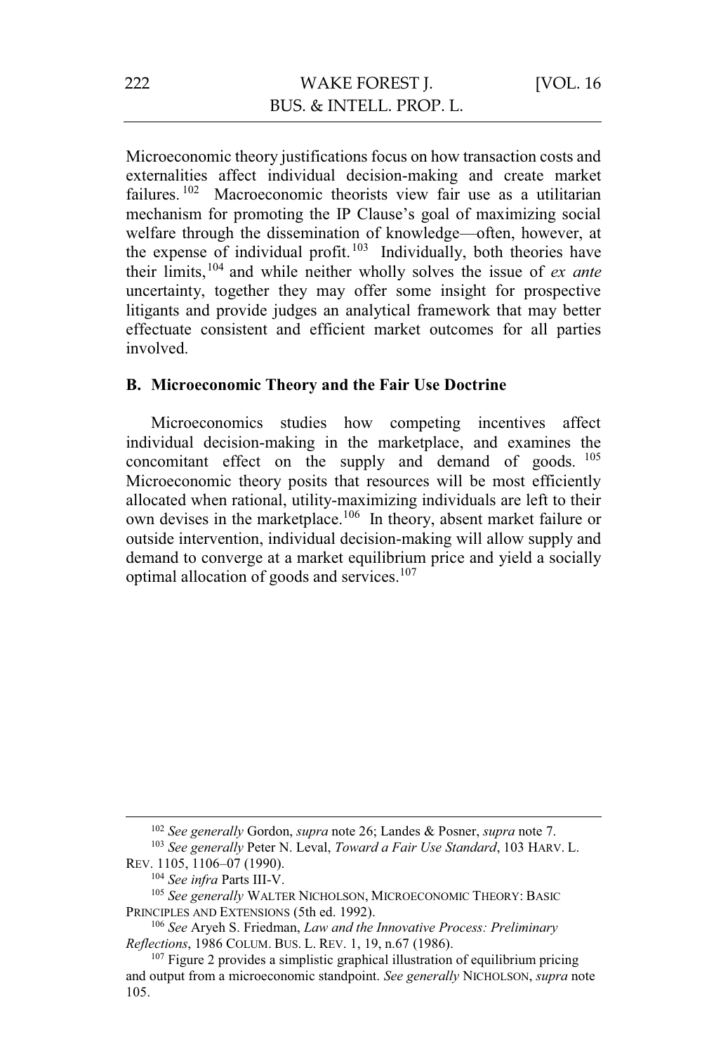Microeconomic theory justifications focus on how transaction costs and externalities affect individual decision-making and create market failures.[102] Macroeconomic theorists view fair use as a utilitarian mechanism for promoting the IP Clause's goal of maximizing social welfare through the dissemination of knowledge—often, however, at the expense of individual profit.[103] Individually, both theories have their limits,[104] and while neither wholly solves the issue of *ex ante* uncertainty, together they may offer some insight for prospective litigants and provide judges an analytical framework that may better effectuate consistent and efficient market outcomes for all parties involved.

### B. Microeconomic Theory and the Fair Use Doctrine

Microeconomics studies how competing incentives affect individual decision-making in the marketplace, and examines the concomitant effect on the supply and demand of goods.[105] Microeconomic theory posits that resources will be most efficiently allocated when rational, utility-maximizing individuals are left to their own devises in the marketplace.[106] In theory, absent market failure or outside intervention, individual decision-making will allow supply and demand to converge at a market equilibrium price and yield a socially optimal allocation of goods and services.[107]

---

[102] *See generally* Gordon, *supra* note 26; Landes & Posner, *supra* note 7.

[103] *See generally* Peter N. Leval, *Toward a Fair Use Standard*, 103 HARV. L. REV. 1105, 1106–07 (1990).

[104] *See infra* Parts III-V.

[105] *See generally* WALTER NICHOLSON, MICROECONOMIC THEORY: BASIC PRINCIPLES AND EXTENSIONS (5th ed. 1992).

[106] *See* Aryeh S. Friedman, *Law and the Innovative Process: Preliminary Reflections*, 1986 COLUM. BUS. L. REV. 1, 19, n.67 (1986).

[107] Figure 2 provides a simplistic graphical illustration of equilibrium pricing and output from a microeconomic standpoint. *See generally* NICHOLSON, *supra* note 105.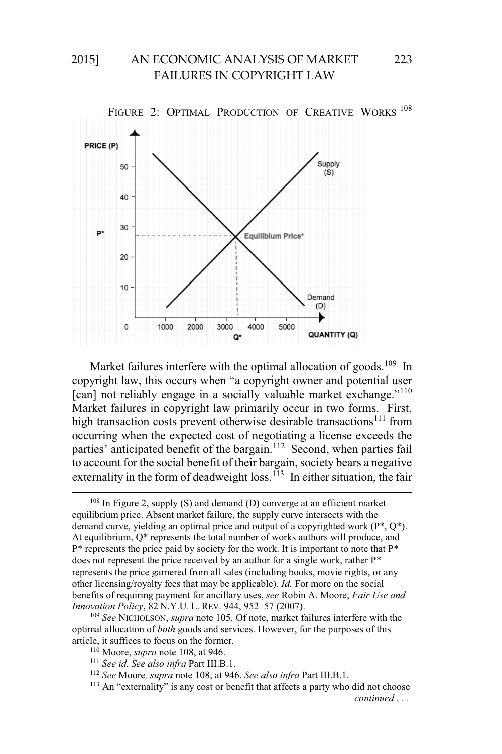FIGURE 2: OPTIMAL PRODUCTION OF CREATIVE WORKS [108]

Market failures interfere with the optimal allocation of goods.[109] In copyright law, this occurs when "a copyright owner and potential user [can] not reliably engage in a socially valuable market exchange."[110] Market failures in copyright law primarily occur in two forms. First, high transaction costs prevent otherwise desirable transactions[111] from occurring when the expected cost of negotiating a license exceeds the parties' anticipated benefit of the bargain.[112] Second, when parties fail to account for the social benefit of their bargain, society bears a negative externality in the form of deadweight loss.[113] In either situation, the fair

---

[108] In Figure 2, supply (S) and demand (D) converge at an efficient market equilibrium price. Absent market failure, the supply curve intersects with the demand curve, yielding an optimal price and output of a copyrighted work (P*, Q*). At equilibrium, Q* represents the total number of works authors will produce, and P* represents the price paid by society for the work. It is important to note that P* does not represent the price received by an author for a single work, rather P* represents the price garnered from all sales (including books, movie rights, or any other licensing/royalty fees that may be applicable). *Id.* For more on the social benefits of requiring payment for ancillary uses, *see* Robin A. Moore, *Fair Use and Innovation Policy*, 82 N.Y.U. L. REV. 944, 952–57 (2007).

[109] *See* NICHOLSON, *supra* note 105. Of note, market failures interfere with the optimal allocation of *both* goods and services. However, for the purposes of this article, it suffices to focus on the former.

[110] Moore, *supra* note 108, at 946.

[111] *See id. See also infra* Part III.B.1.

[112] *See* Moore*, supra* note 108, at 946. *See also infra* Part III.B.1.

[113] An "externality" is any cost or benefit that affects a party who did not choose *continued . . .*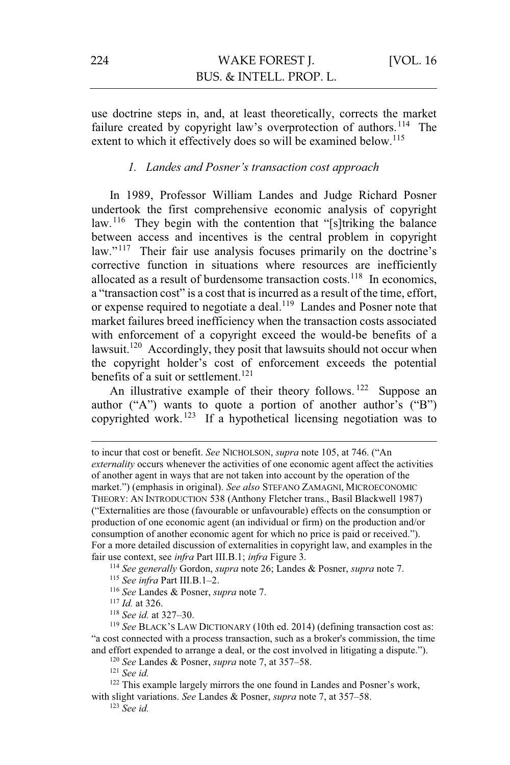use doctrine steps in, and, at least theoretically, corrects the market failure created by copyright law's overprotection of authors.[114] The extent to which it effectively does so will be examined below.[115]

### *1. Landes and Posner's transaction cost approach*

In 1989, Professor William Landes and Judge Richard Posner undertook the first comprehensive economic analysis of copyright law.[116] They begin with the contention that "[s]triking the balance between access and incentives is the central problem in copyright law."[117] Their fair use analysis focuses primarily on the doctrine's corrective function in situations where resources are inefficiently allocated as a result of burdensome transaction costs.[118] In economics, a "transaction cost" is a cost that is incurred as a result of the time, effort, or expense required to negotiate a deal.[119] Landes and Posner note that market failures breed inefficiency when the transaction costs associated with enforcement of a copyright exceed the would-be benefits of a lawsuit.[120] Accordingly, they posit that lawsuits should not occur when the copyright holder's cost of enforcement exceeds the potential benefits of a suit or settlement.[121]

An illustrative example of their theory follows.[122] Suppose an author ("A") wants to quote a portion of another author's ("B") copyrighted work.[123] If a hypothetical licensing negotiation was to

---

to incur that cost or benefit. *See* NICHOLSON, *supra* note 105, at 746. ("An *externality* occurs whenever the activities of one economic agent affect the activities of another agent in ways that are not taken into account by the operation of the market.") (emphasis in original). *See also* STEFANO ZAMAGNI, MICROECONOMIC THEORY: AN INTRODUCTION 538 (Anthony Fletcher trans., Basil Blackwell 1987) ("Externalities are those (favourable or unfavourable) effects on the consumption or production of one economic agent (an individual or firm) on the production and/or consumption of another economic agent for which no price is paid or received."). For a more detailed discussion of externalities in copyright law, and examples in the fair use context, see *infra* Part III.B.1; *infra* Figure 3.

[114] *See generally* Gordon, *supra* note 26; Landes & Posner, *supra* note 7.

[115] *See infra* Part III.B.1–2.

[116] *See* Landes & Posner, *supra* note 7.

[117] *Id.* at 326.

[118] *See id.* at 327–30.

[119] *See* BLACK'S LAW DICTIONARY (10th ed. 2014) (defining transaction cost as: "a cost connected with a process transaction, such as a broker's commission, the time and effort expended to arrange a deal, or the cost involved in litigating a dispute.").

[120] *See* Landes & Posner, *supra* note 7, at 357–58.

[121] *See id.*

[122] This example largely mirrors the one found in Landes and Posner's work, with slight variations. *See* Landes & Posner, *supra* note 7, at 357–58.

[123] *See id.*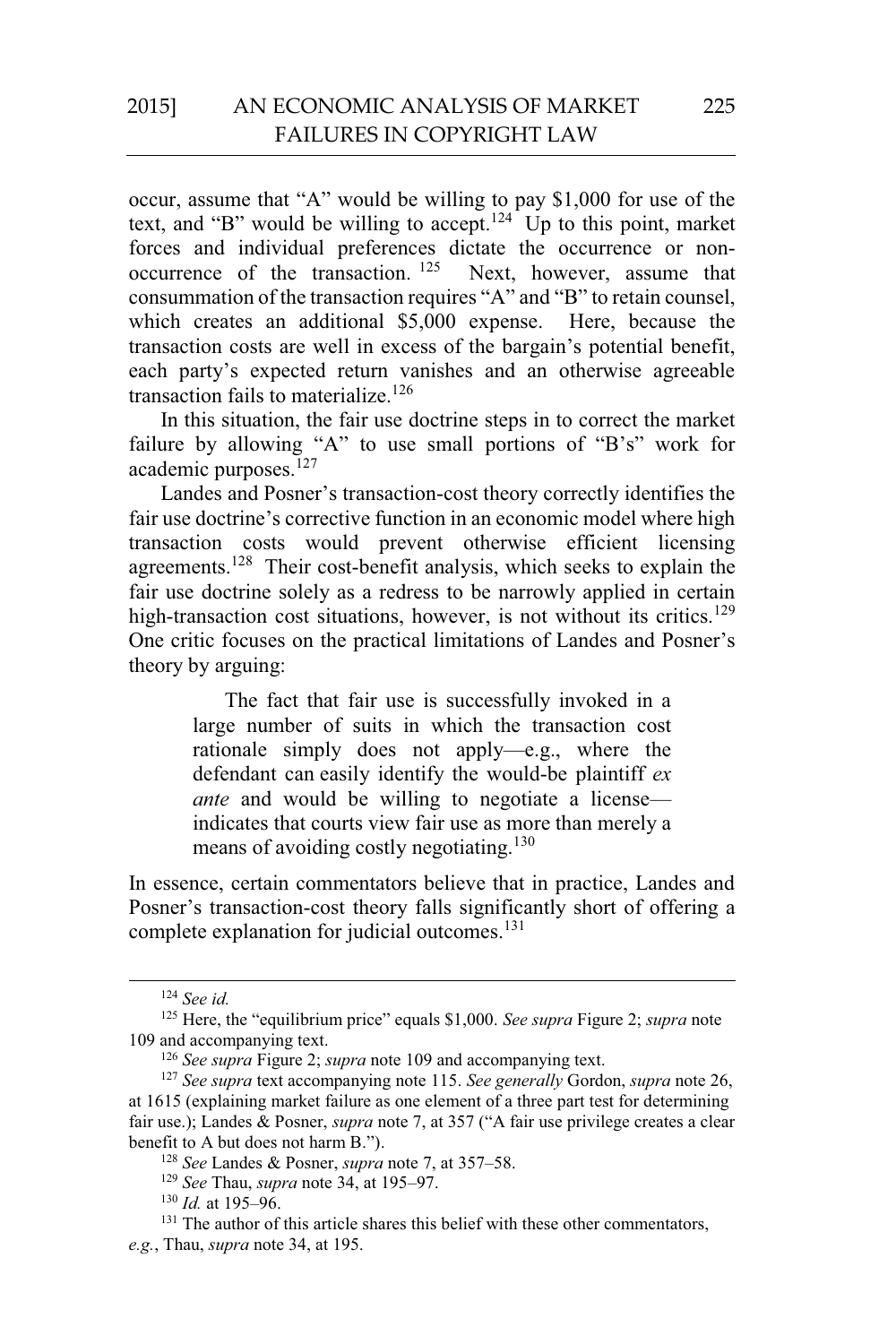occur, assume that "A" would be willing to pay $1,000 for use of the text, and "B" would be willing to accept.[124] Up to this point, market forces and individual preferences dictate the occurrence or non-occurrence of the transaction.[125] Next, however, assume that consummation of the transaction requires "A" and "B" to retain counsel, which creates an additional $5,000 expense. Here, because the transaction costs are well in excess of the bargain's potential benefit, each party's expected return vanishes and an otherwise agreeable transaction fails to materialize.[126]

In this situation, the fair use doctrine steps in to correct the market failure by allowing "A" to use small portions of "B's" work for academic purposes.[127]

Landes and Posner's transaction-cost theory correctly identifies the fair use doctrine's corrective function in an economic model where high transaction costs would prevent otherwise efficient licensing agreements.[128] Their cost-benefit analysis, which seeks to explain the fair use doctrine solely as a redress to be narrowly applied in certain high-transaction cost situations, however, is not without its critics.[129] One critic focuses on the practical limitations of Landes and Posner's theory by arguing:

> The fact that fair use is successfully invoked in a large number of suits in which the transaction cost rationale simply does not apply—e.g., where the defendant can easily identify the would-be plaintiff *ex ante* and would be willing to negotiate a license—indicates that courts view fair use as more than merely a means of avoiding costly negotiating.[130]

In essence, certain commentators believe that in practice, Landes and Posner's transaction-cost theory falls significantly short of offering a complete explanation for judicial outcomes.[131]

---

[124] *See id.*

[125] Here, the "equilibrium price" equals $1,000. *See supra* Figure 2; *supra* note 109 and accompanying text.

[126] *See supra* Figure 2; *supra* note 109 and accompanying text.

[127] *See supra* text accompanying note 115. *See generally* Gordon, *supra* note 26, at 1615 (explaining market failure as one element of a three part test for determining fair use.); Landes & Posner, *supra* note 7, at 357 ("A fair use privilege creates a clear benefit to A but does not harm B.").

[128] *See* Landes & Posner, *supra* note 7, at 357–58.

[129] *See* Thau, *supra* note 34, at 195–97.

[130] *Id.* at 195–96.

[131] The author of this article shares this belief with these other commentators, *e.g.*, Thau, *supra* note 34, at 195.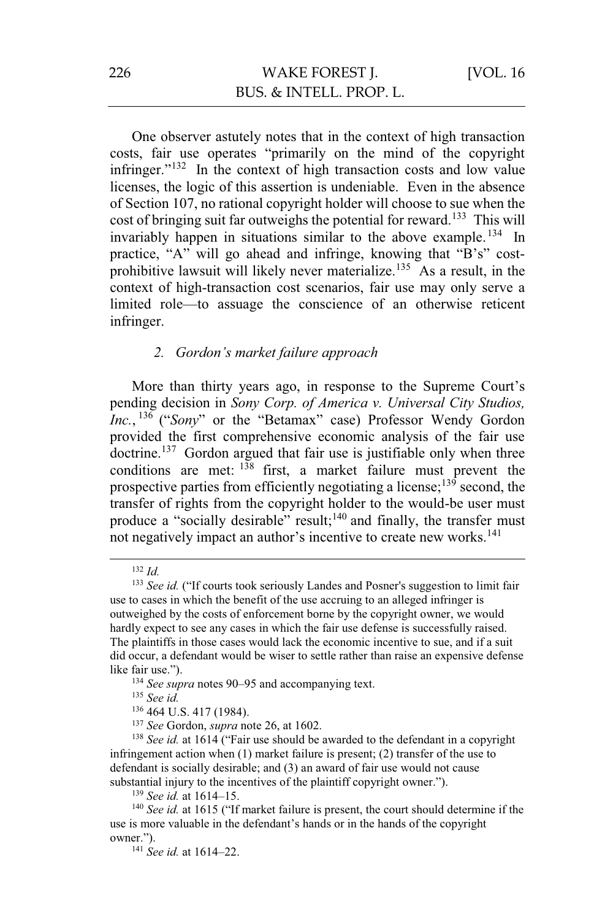One observer astutely notes that in the context of high transaction costs, fair use operates "primarily on the mind of the copyright infringer."[132] In the context of high transaction costs and low value licenses, the logic of this assertion is undeniable. Even in the absence of Section 107, no rational copyright holder will choose to sue when the cost of bringing suit far outweighs the potential for reward.[133] This will invariably happen in situations similar to the above example.[134] In practice, "A" will go ahead and infringe, knowing that "B's" cost-prohibitive lawsuit will likely never materialize.[135] As a result, in the context of high-transaction cost scenarios, fair use may only serve a limited role—to assuage the conscience of an otherwise reticent infringer.

#### 2. *Gordon's market failure approach*

More than thirty years ago, in response to the Supreme Court's pending decision in *Sony Corp. of America v. Universal City Studios, Inc.*,[136] ("*Sony*" or the "Betamax" case) Professor Wendy Gordon provided the first comprehensive economic analysis of the fair use doctrine.[137] Gordon argued that fair use is justifiable only when three conditions are met:[138] first, a market failure must prevent the prospective parties from efficiently negotiating a license;[139] second, the transfer of rights from the copyright holder to the would-be user must produce a "socially desirable" result;[140] and finally, the transfer must not negatively impact an author's incentive to create new works.[141]

---

[132] *Id.*

[133] *See id.* ("If courts took seriously Landes and Posner's suggestion to limit fair use to cases in which the benefit of the use accruing to an alleged infringer is outweighed by the costs of enforcement borne by the copyright owner, we would hardly expect to see any cases in which the fair use defense is successfully raised. The plaintiffs in those cases would lack the economic incentive to sue, and if a suit did occur, a defendant would be wiser to settle rather than raise an expensive defense like fair use.").

[134] *See supra* notes 90–95 and accompanying text.

[135] *See id.*

[136] 464 U.S. 417 (1984).

[137] *See* Gordon, *supra* note 26, at 1602.

[138] *See id.* at 1614 ("Fair use should be awarded to the defendant in a copyright infringement action when (1) market failure is present; (2) transfer of the use to defendant is socially desirable; and (3) an award of fair use would not cause substantial injury to the incentives of the plaintiff copyright owner.").

[139] *See id.* at 1614–15.

[140] *See id.* at 1615 ("If market failure is present, the court should determine if the use is more valuable in the defendant's hands or in the hands of the copyright owner.").

[141] *See id.* at 1614–22.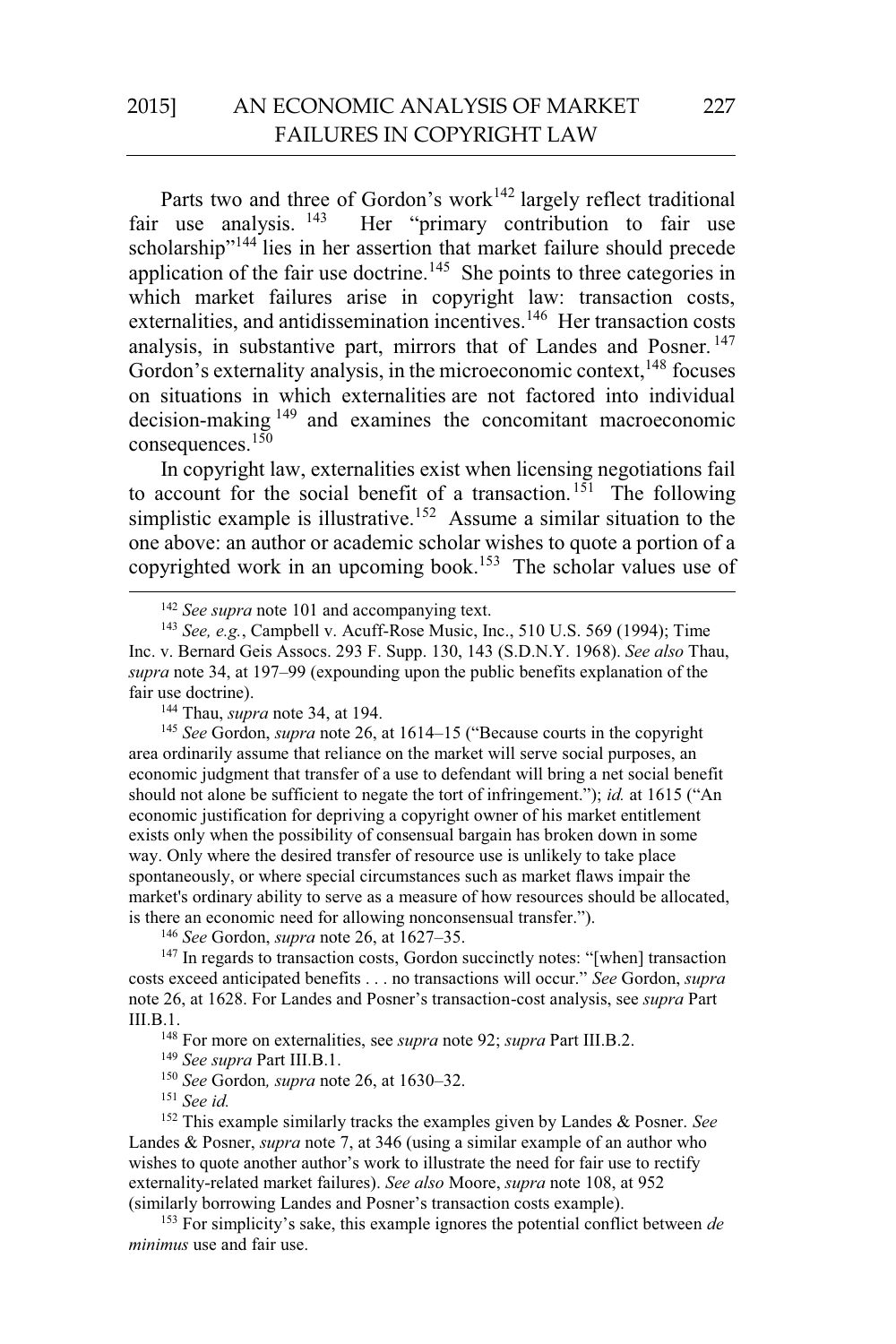Parts two and three of Gordon's work[142] largely reflect traditional fair use analysis.[143] Her "primary contribution to fair use scholarship"[144] lies in her assertion that market failure should precede application of the fair use doctrine.[145] She points to three categories in which market failures arise in copyright law: transaction costs, externalities, and antidissemination incentives.[146] Her transaction costs analysis, in substantive part, mirrors that of Landes and Posner.[147] Gordon's externality analysis, in the microeconomic context,[148] focuses on situations in which externalities are not factored into individual decision-making[149] and examines the concomitant macroeconomic consequences.[150]

In copyright law, externalities exist when licensing negotiations fail to account for the social benefit of a transaction.[151] The following simplistic example is illustrative.[152] Assume a similar situation to the one above: an author or academic scholar wishes to quote a portion of a copyrighted work in an upcoming book.[153] The scholar values use of

---

[142] *See supra* note 101 and accompanying text.

[143] *See, e.g.*, Campbell v. Acuff-Rose Music, Inc., 510 U.S. 569 (1994); Time Inc. v. Bernard Geis Assocs. 293 F. Supp. 130, 143 (S.D.N.Y. 1968). *See also* Thau, *supra* note 34, at 197–99 (expounding upon the public benefits explanation of the fair use doctrine).

[144] Thau, *supra* note 34, at 194.

[145] *See* Gordon, *supra* note 26, at 1614–15 ("Because courts in the copyright area ordinarily assume that reliance on the market will serve social purposes, an economic judgment that transfer of a use to defendant will bring a net social benefit should not alone be sufficient to negate the tort of infringement."); *id.* at 1615 ("An economic justification for depriving a copyright owner of his market entitlement exists only when the possibility of consensual bargain has broken down in some way. Only where the desired transfer of resource use is unlikely to take place spontaneously, or where special circumstances such as market flaws impair the market's ordinary ability to serve as a measure of how resources should be allocated, is there an economic need for allowing nonconsensual transfer.").

[146] *See* Gordon, *supra* note 26, at 1627–35.

[147] In regards to transaction costs, Gordon succinctly notes: "[when] transaction costs exceed anticipated benefits . . . no transactions will occur." *See* Gordon, *supra* note 26, at 1628. For Landes and Posner's transaction-cost analysis, see *supra* Part III.B.1.

[148] For more on externalities, see *supra* note 92; *supra* Part III.B.2.

[149] *See supra* Part III.B.1.

[150] *See* Gordon*, supra* note 26, at 1630–32.

[151] *See id.*

[152] This example similarly tracks the examples given by Landes & Posner. *See* Landes & Posner, *supra* note 7, at 346 (using a similar example of an author who wishes to quote another author's work to illustrate the need for fair use to rectify externality-related market failures). *See also* Moore, *supra* note 108, at 952 (similarly borrowing Landes and Posner's transaction costs example).

[153] For simplicity's sake, this example ignores the potential conflict between *de minimus* use and fair use.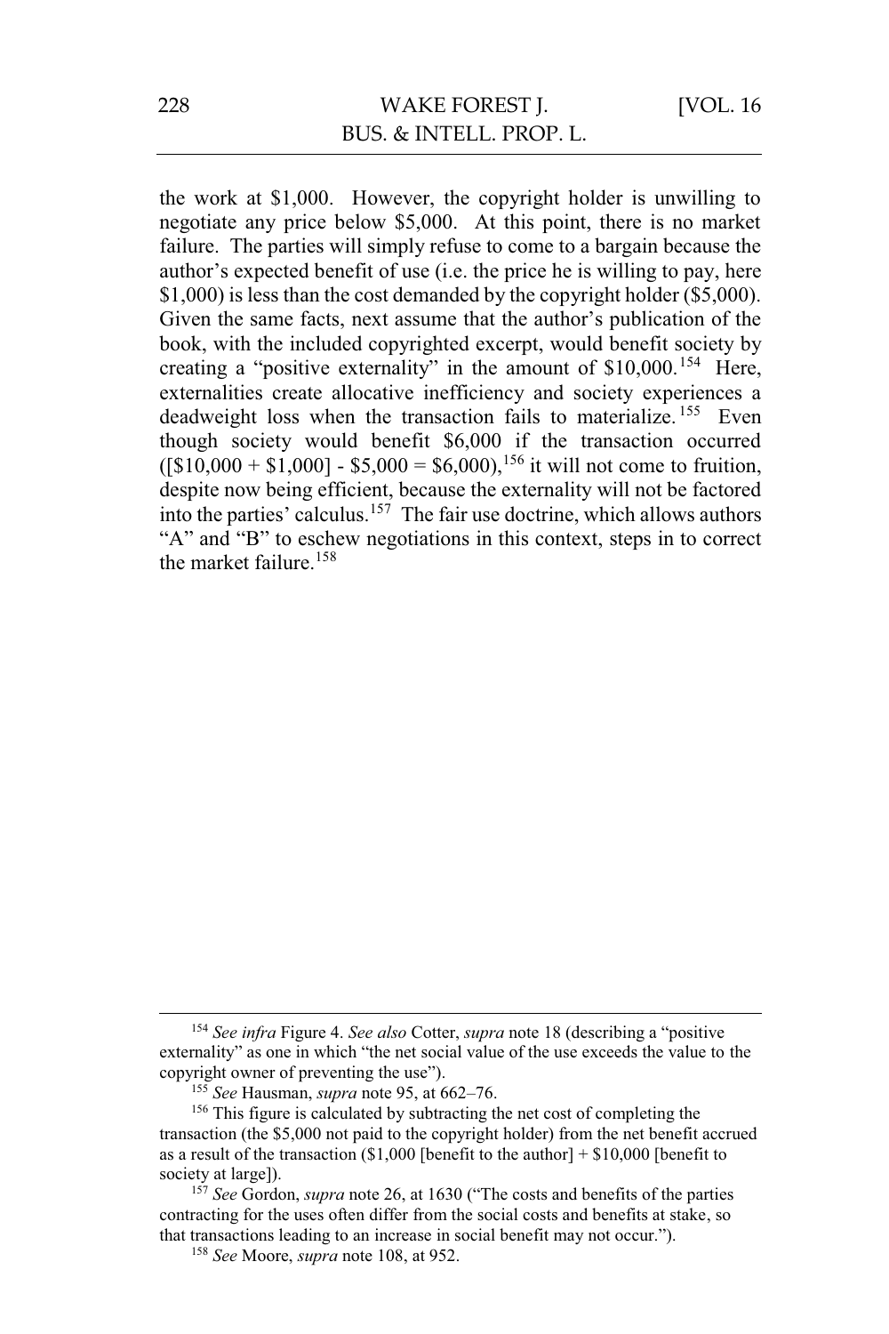the work at $1,000. However, the copyright holder is unwilling to negotiate any price below $5,000. At this point, there is no market failure. The parties will simply refuse to come to a bargain because the author's expected benefit of use (i.e. the price he is willing to pay, here $1,000) is less than the cost demanded by the copyright holder ($5,000). Given the same facts, next assume that the author's publication of the book, with the included copyrighted excerpt, would benefit society by creating a "positive externality" in the amount of $10,000.[154] Here, externalities create allocative inefficiency and society experiences a deadweight loss when the transaction fails to materialize.[155] Even though society would benefit $6,000 if the transaction occurred ([$10,000 + $1,000] - $5,000 = $6,000),[156] it will not come to fruition, despite now being efficient, because the externality will not be factored into the parties' calculus.[157] The fair use doctrine, which allows authors "A" and "B" to eschew negotiations in this context, steps in to correct the market failure.[158]

---

[154] *See infra* Figure 4. *See also* Cotter, *supra* note 18 (describing a "positive externality" as one in which "the net social value of the use exceeds the value to the copyright owner of preventing the use").

[155] *See* Hausman, *supra* note 95, at 662–76.

[156] This figure is calculated by subtracting the net cost of completing the transaction (the $5,000 not paid to the copyright holder) from the net benefit accrued as a result of the transaction ($1,000 [benefit to the author] + $10,000 [benefit to society at large]).

[157] *See* Gordon, *supra* note 26, at 1630 ("The costs and benefits of the parties contracting for the uses often differ from the social costs and benefits at stake, so that transactions leading to an increase in social benefit may not occur.").

[158] *See* Moore, *supra* note 108, at 952.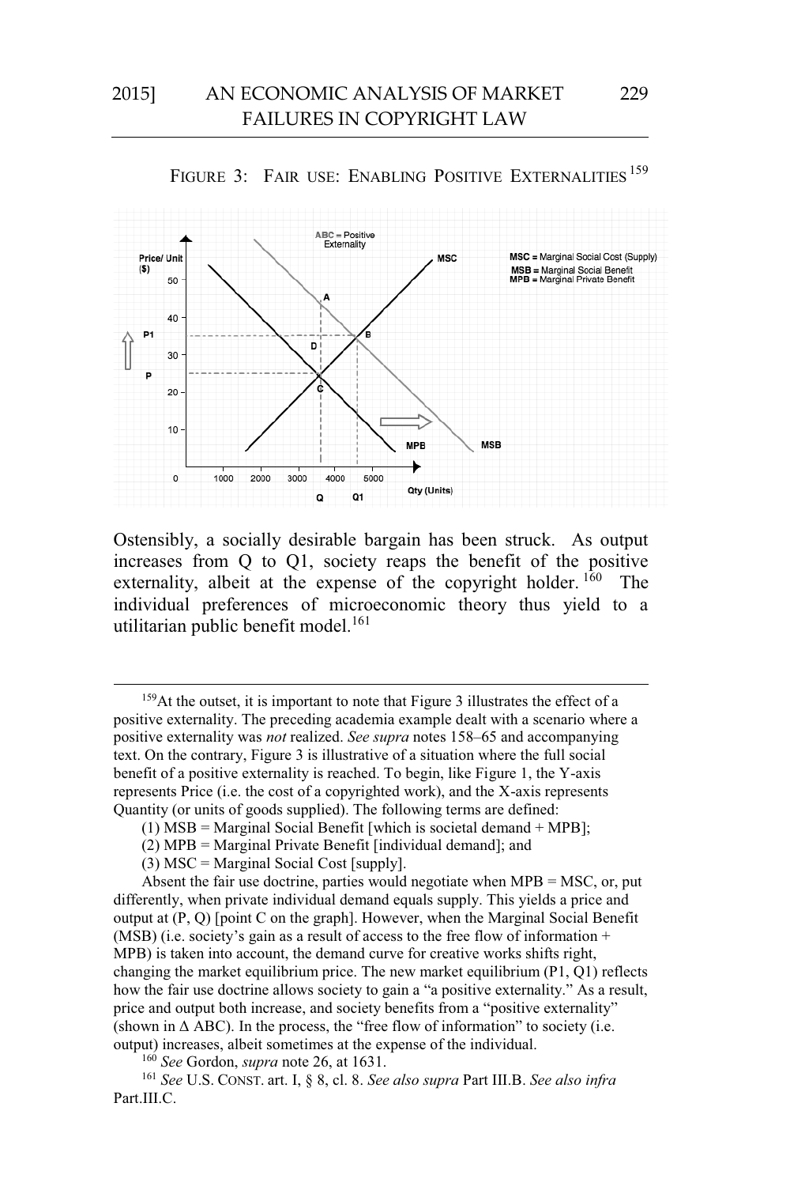FIGURE 3: FAIR USE: ENABLING POSITIVE EXTERNALITIES[159]

Ostensibly, a socially desirable bargain has been struck. As output increases from Q to Q1, society reaps the benefit of the positive externality, albeit at the expense of the copyright holder.[160] The individual preferences of microeconomic theory thus yield to a utilitarian public benefit model.[161]

---

[159] At the outset, it is important to note that Figure 3 illustrates the effect of a positive externality. The preceding academia example dealt with a scenario where a positive externality was *not* realized. *See supra* notes 158–65 and accompanying text. On the contrary, Figure 3 is illustrative of a situation where the full social benefit of a positive externality is reached. To begin, like Figure 1, the Y-axis represents Price (i.e. the cost of a copyrighted work), and the X-axis represents Quantity (or units of goods supplied). The following terms are defined:

(1) MSB = Marginal Social Benefit [which is societal demand + MPB];

(2) MPB = Marginal Private Benefit [individual demand]; and

(3) MSC = Marginal Social Cost [supply].

Absent the fair use doctrine, parties would negotiate when MPB = MSC, or, put differently, when private individual demand equals supply. This yields a price and output at (P, Q) [point C on the graph]. However, when the Marginal Social Benefit (MSB) (i.e. society's gain as a result of access to the free flow of information + MPB) is taken into account, the demand curve for creative works shifts right, changing the market equilibrium price. The new market equilibrium (P1, Q1) reflects how the fair use doctrine allows society to gain a "a positive externality." As a result, price and output both increase, and society benefits from a "positive externality" (shown in $\Delta$ ABC). In the process, the "free flow of information" to society (i.e. output) increases, albeit sometimes at the expense of the individual.

[160] *See* Gordon, *supra* note 26, at 1631.

[161] *See* U.S. CONST. art. I, § 8, cl. 8. *See also supra* Part III.B. *See also infra* Part.III.C.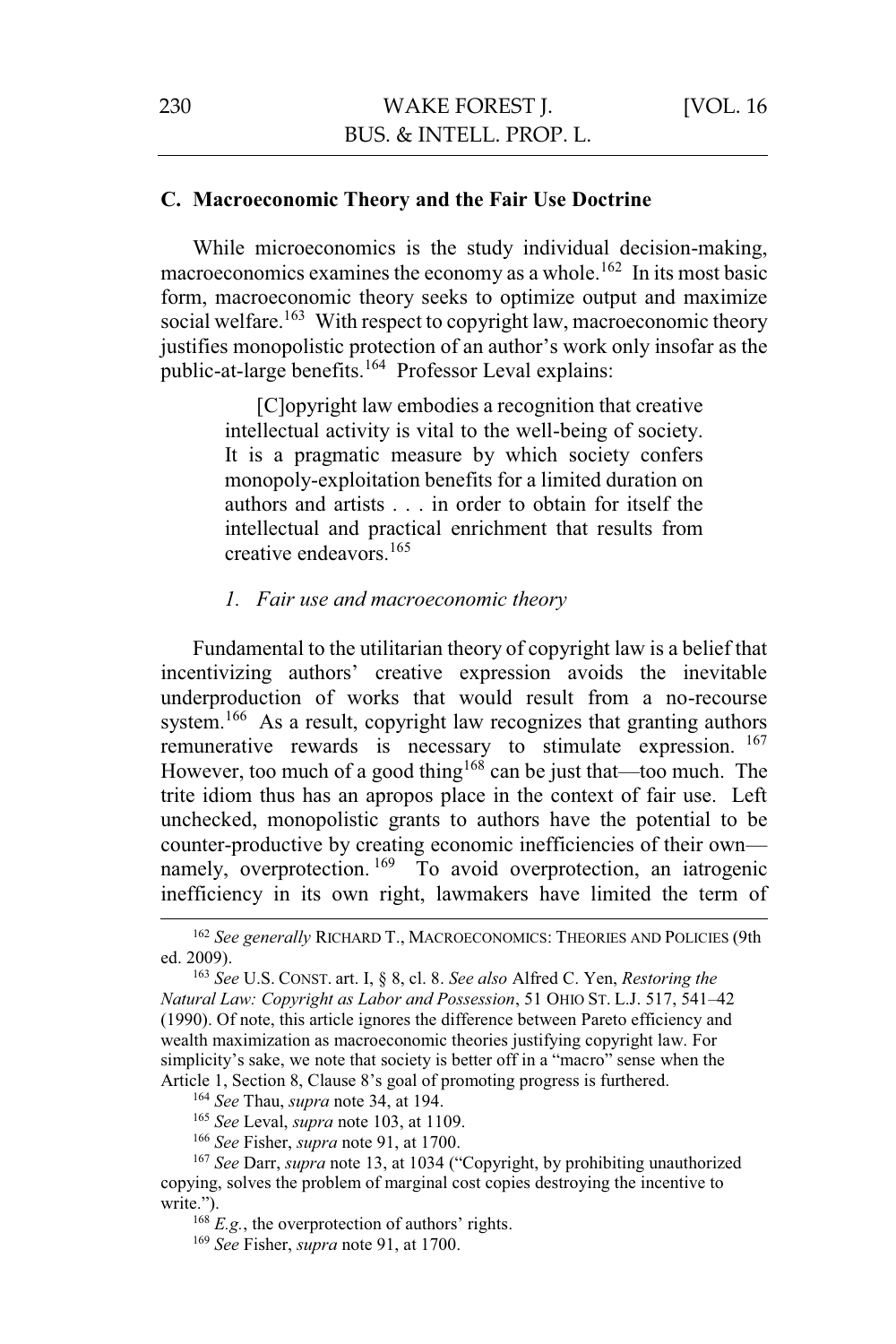### C. Macroeconomic Theory and the Fair Use Doctrine

While microeconomics is the study individual decision-making, macroeconomics examines the economy as a whole.[162] In its most basic form, macroeconomic theory seeks to optimize output and maximize social welfare.[163] With respect to copyright law, macroeconomic theory justifies monopolistic protection of an author's work only insofar as the public-at-large benefits.[164] Professor Leval explains:

> [C]opyright law embodies a recognition that creative intellectual activity is vital to the well-being of society. It is a pragmatic measure by which society confers monopoly-exploitation benefits for a limited duration on authors and artists . . . in order to obtain for itself the intellectual and practical enrichment that results from creative endeavors.[165]

#### *1. Fair use and macroeconomic theory*

Fundamental to the utilitarian theory of copyright law is a belief that incentivizing authors' creative expression avoids the inevitable underproduction of works that would result from a no-recourse system.[166] As a result, copyright law recognizes that granting authors remunerative rewards is necessary to stimulate expression.[167] However, too much of a good thing[168] can be just that—too much. The trite idiom thus has an apropos place in the context of fair use. Left unchecked, monopolistic grants to authors have the potential to be counter-productive by creating economic inefficiencies of their own—namely, overprotection.[169] To avoid overprotection, an iatrogenic inefficiency in its own right, lawmakers have limited the term of

---

[162] *See generally* RICHARD T., MACROECONOMICS: THEORIES AND POLICIES (9th ed. 2009).

[163] *See* U.S. CONST. art. I, § 8, cl. 8. *See also* Alfred C. Yen, *Restoring the Natural Law: Copyright as Labor and Possession*, 51 OHIO ST. L.J. 517, 541–42 (1990). Of note, this article ignores the difference between Pareto efficiency and wealth maximization as macroeconomic theories justifying copyright law. For simplicity's sake, we note that society is better off in a "macro" sense when the Article 1, Section 8, Clause 8's goal of promoting progress is furthered.

[164] *See* Thau, *supra* note 34, at 194.

[165] *See* Leval, *supra* note 103, at 1109.

[166] *See* Fisher, *supra* note 91, at 1700.

[167] *See* Darr, *supra* note 13, at 1034 ("Copyright, by prohibiting unauthorized copying, solves the problem of marginal cost copies destroying the incentive to write.").

[168] *E.g.*, the overprotection of authors' rights.

[169] *See* Fisher, *supra* note 91, at 1700.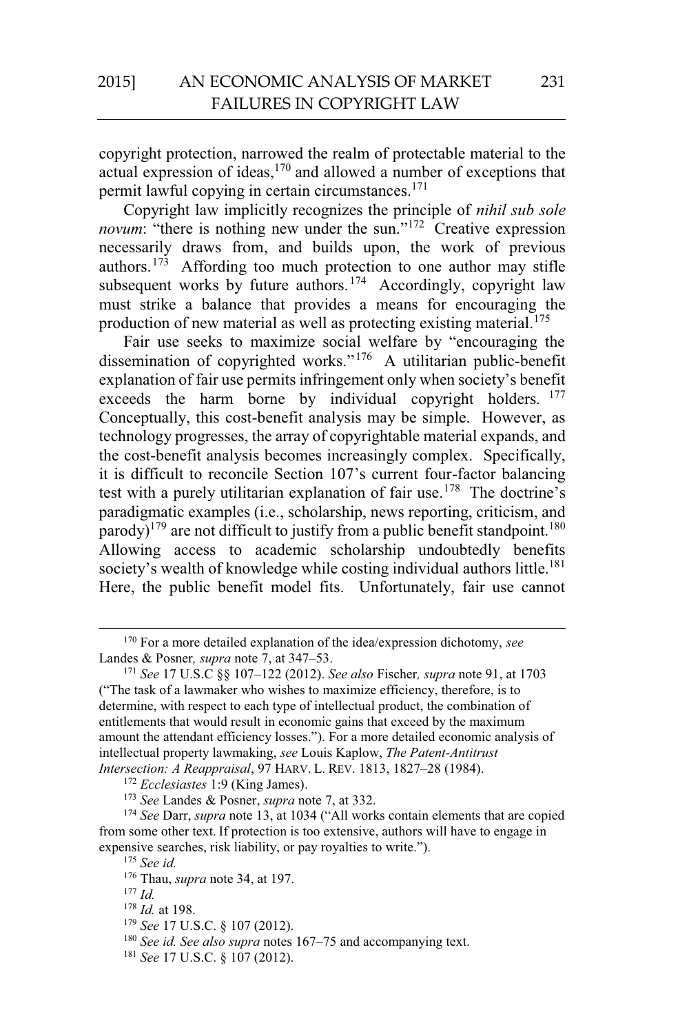copyright protection, narrowed the realm of protectable material to the actual expression of ideas,[170] and allowed a number of exceptions that permit lawful copying in certain circumstances.[171]

Copyright law implicitly recognizes the principle of *nihil sub sole novum*: "there is nothing new under the sun."[172] Creative expression necessarily draws from, and builds upon, the work of previous authors.[173] Affording too much protection to one author may stifle subsequent works by future authors.[174] Accordingly, copyright law must strike a balance that provides a means for encouraging the production of new material as well as protecting existing material.[175]

Fair use seeks to maximize social welfare by "encouraging the dissemination of copyrighted works."[176] A utilitarian public-benefit explanation of fair use permits infringement only when society's benefit exceeds the harm borne by individual copyright holders.[177] Conceptually, this cost-benefit analysis may be simple. However, as technology progresses, the array of copyrightable material expands, and the cost-benefit analysis becomes increasingly complex. Specifically, it is difficult to reconcile Section 107's current four-factor balancing test with a purely utilitarian explanation of fair use.[178] The doctrine's paradigmatic examples (i.e., scholarship, news reporting, criticism, and parody)[179] are not difficult to justify from a public benefit standpoint.[180] Allowing access to academic scholarship undoubtedly benefits society's wealth of knowledge while costing individual authors little.[181] Here, the public benefit model fits. Unfortunately, fair use cannot

---

[170] For a more detailed explanation of the idea/expression dichotomy, *see* Landes & Posner, *supra* note 7, at 347–53.

[171] *See* 17 U.S.C §§ 107–122 (2012). *See also* Fischer, *supra* note 91, at 1703 ("The task of a lawmaker who wishes to maximize efficiency, therefore, is to determine, with respect to each type of intellectual product, the combination of entitlements that would result in economic gains that exceed by the maximum amount the attendant efficiency losses."). For a more detailed economic analysis of intellectual property lawmaking, *see* Louis Kaplow, *The Patent-Antitrust Intersection: A Reappraisal*, 97 HARV. L. REV. 1813, 1827–28 (1984).

[172] *Ecclesiastes* 1:9 (King James).

[173] *See* Landes & Posner, *supra* note 7, at 332.

[174] *See* Darr, *supra* note 13, at 1034 ("All works contain elements that are copied from some other text. If protection is too extensive, authors will have to engage in expensive searches, risk liability, or pay royalties to write.").

[175] *See id.*

[176] Thau, *supra* note 34, at 197.

[177] *Id.*

[178] *Id.* at 198.

[179] *See* 17 U.S.C. § 107 (2012).

[180] *See id. See also supra* notes 167–75 and accompanying text.

[181] *See* 17 U.S.C. § 107 (2012).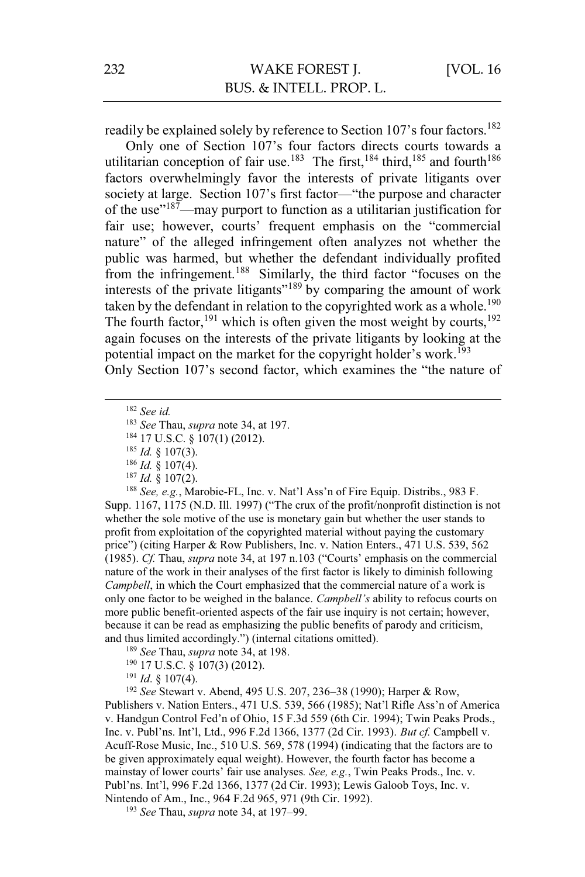readily be explained solely by reference to Section 107's four factors.[182]

Only one of Section 107's four factors directs courts towards a utilitarian conception of fair use.[183] The first,[184] third,[185] and fourth[186] factors overwhelmingly favor the interests of private litigants over society at large. Section 107's first factor—"the purpose and character of the use"[187]—may purport to function as a utilitarian justification for fair use; however, courts' frequent emphasis on the "commercial nature" of the alleged infringement often analyzes not whether the public was harmed, but whether the defendant individually profited from the infringement.[188] Similarly, the third factor "focuses on the interests of the private litigants"[189] by comparing the amount of work taken by the defendant in relation to the copyrighted work as a whole.[190] The fourth factor,[191] which is often given the most weight by courts,[192] again focuses on the interests of the private litigants by looking at the potential impact on the market for the copyright holder's work.[193]

Only Section 107's second factor, which examines the "the nature of

---

[182] *See id.*

[183] *See* Thau, *supra* note 34, at 197.

[184] 17 U.S.C. § 107(1) (2012).

[185] *Id.* § 107(3).

[186] *Id.* § 107(4).

[187] *Id.* § 107(2).

[188] *See, e.g.*, Marobie-FL, Inc. v. Nat'l Ass'n of Fire Equip. Distribs., 983 F. Supp. 1167, 1175 (N.D. Ill. 1997) ("The crux of the profit/nonprofit distinction is not whether the sole motive of the use is monetary gain but whether the user stands to profit from exploitation of the copyrighted material without paying the customary price") (citing Harper & Row Publishers, Inc. v. Nation Enters., 471 U.S. 539, 562 (1985). *Cf.* Thau, *supra* note 34, at 197 n.103 ("Courts' emphasis on the commercial nature of the work in their analyses of the first factor is likely to diminish following *Campbell*, in which the Court emphasized that the commercial nature of a work is only one factor to be weighed in the balance. *Campbell's* ability to refocus courts on more public benefit-oriented aspects of the fair use inquiry is not certain; however, because it can be read as emphasizing the public benefits of parody and criticism, and thus limited accordingly.") (internal citations omitted).

[189] *See* Thau, *supra* note 34, at 198.

[190] 17 U.S.C. § 107(3) (2012).

[191] *Id.* § 107(4).

[192] *See* Stewart v. Abend, 495 U.S. 207, 236–38 (1990); Harper & Row, Publishers v. Nation Enters., 471 U.S. 539, 566 (1985); Nat'l Rifle Ass'n of America v. Handgun Control Fed'n of Ohio, 15 F.3d 559 (6th Cir. 1994); Twin Peaks Prods., Inc. v. Publ'ns. Int'l, Ltd., 996 F.2d 1366, 1377 (2d Cir. 1993). *But cf.* Campbell v. Acuff-Rose Music, Inc., 510 U.S. 569, 578 (1994) (indicating that the factors are to be given approximately equal weight). However, the fourth factor has become a mainstay of lower courts' fair use analyses. *See, e.g.*, Twin Peaks Prods., Inc. v. Publ'ns. Int'l, 996 F.2d 1366, 1377 (2d Cir. 1993); Lewis Galoob Toys, Inc. v. Nintendo of Am., Inc., 964 F.2d 965, 971 (9th Cir. 1992).

[193] *See* Thau, *supra* note 34, at 197–99.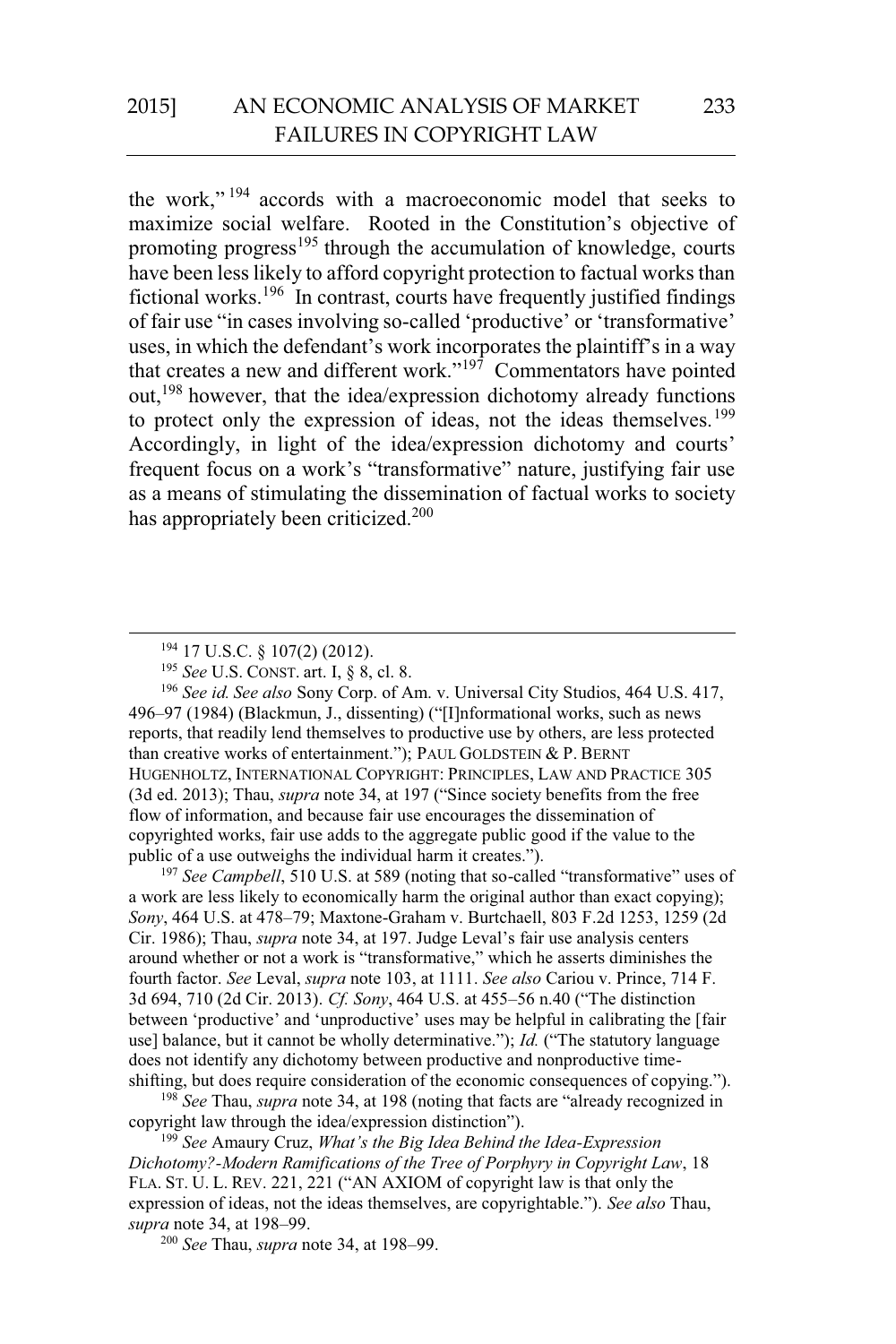the work,"[194] accords with a macroeconomic model that seeks to maximize social welfare. Rooted in the Constitution's objective of promoting progress[195] through the accumulation of knowledge, courts have been less likely to afford copyright protection to factual works than fictional works.[196] In contrast, courts have frequently justified findings of fair use "in cases involving so-called 'productive' or 'transformative' uses, in which the defendant's work incorporates the plaintiff's in a way that creates a new and different work."[197] Commentators have pointed out,[198] however, that the idea/expression dichotomy already functions to protect only the expression of ideas, not the ideas themselves.[199] Accordingly, in light of the idea/expression dichotomy and courts' frequent focus on a work's "transformative" nature, justifying fair use as a means of stimulating the dissemination of factual works to society has appropriately been criticized.[200]

---

[194] 17 U.S.C. § 107(2) (2012).

[195] *See* U.S. CONST. art. I, § 8, cl. 8.

[196] *See id. See also* Sony Corp. of Am. v. Universal City Studios, 464 U.S. 417, 496–97 (1984) (Blackmun, J., dissenting) ("[I]nformational works, such as news reports, that readily lend themselves to productive use by others, are less protected than creative works of entertainment."); PAUL GOLDSTEIN & P. BERNT HUGENHOLTZ, INTERNATIONAL COPYRIGHT: PRINCIPLES, LAW AND PRACTICE 305 (3d ed. 2013); Thau, *supra* note 34, at 197 ("Since society benefits from the free flow of information, and because fair use encourages the dissemination of copyrighted works, fair use adds to the aggregate public good if the value to the public of a use outweighs the individual harm it creates.").

[197] *See Campbell*, 510 U.S. at 589 (noting that so-called "transformative" uses of a work are less likely to economically harm the original author than exact copying); *Sony*, 464 U.S. at 478–79; Maxtone-Graham v. Burtchaell, 803 F.2d 1253, 1259 (2d Cir. 1986); Thau, *supra* note 34, at 197. Judge Leval's fair use analysis centers around whether or not a work is "transformative," which he asserts diminishes the fourth factor. *See* Leval, *supra* note 103, at 1111. *See also* Cariou v. Prince, 714 F. 3d 694, 710 (2d Cir. 2013). *Cf. Sony*, 464 U.S. at 455–56 n.40 ("The distinction between 'productive' and 'unproductive' uses may be helpful in calibrating the [fair use] balance, but it cannot be wholly determinative."); *Id.* ("The statutory language does not identify any dichotomy between productive and nonproductive time-shifting, but does require consideration of the economic consequences of copying.").

[198] *See* Thau, *supra* note 34, at 198 (noting that facts are "already recognized in copyright law through the idea/expression distinction").

[199] *See* Amaury Cruz, *What's the Big Idea Behind the Idea-Expression Dichotomy?-Modern Ramifications of the Tree of Porphyry in Copyright Law*, 18 FLA. ST. U. L. REV. 221, 221 ("AN AXIOM of copyright law is that only the expression of ideas, not the ideas themselves, are copyrightable."). *See also* Thau, *supra* note 34, at 198–99.

[200] *See* Thau, *supra* note 34, at 198–99.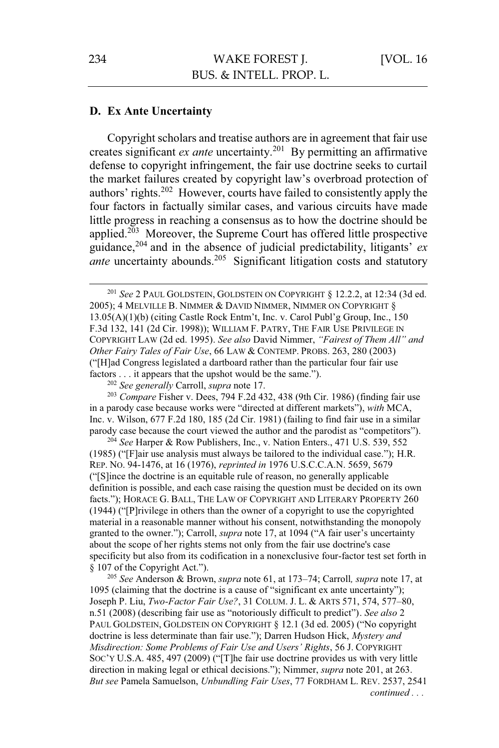### D. Ex Ante Uncertainty

Copyright scholars and treatise authors are in agreement that fair use creates significant *ex ante* uncertainty.[201] By permitting an affirmative defense to copyright infringement, the fair use doctrine seeks to curtail the market failures created by copyright law's overbroad protection of authors' rights.[202] However, courts have failed to consistently apply the four factors in factually similar cases, and various circuits have made little progress in reaching a consensus as to how the doctrine should be applied.[203] Moreover, the Supreme Court has offered little prospective guidance,[204] and in the absence of judicial predictability, litigants' *ex ante* uncertainty abounds.[205] Significant litigation costs and statutory

---

[201] *See* 2 PAUL GOLDSTEIN, GOLDSTEIN ON COPYRIGHT § 12.2.2, at 12:34 (3d ed. 2005); 4 MELVILLE B. NIMMER & DAVID NIMMER, NIMMER ON COPYRIGHT § 13.05(A)(1)(b) (citing Castle Rock Entm't, Inc. v. Carol Publ'g Group, Inc., 150 F.3d 132, 141 (2d Cir. 1998)); WILLIAM F. PATRY, THE FAIR USE PRIVILEGE IN COPYRIGHT LAW (2d ed. 1995). *See also* David Nimmer, *"Fairest of Them All" and Other Fairy Tales of Fair Use*, 66 LAW & CONTEMP. PROBS. 263, 280 (2003) ("[H]ad Congress legislated a dartboard rather than the particular four fair use factors . . . it appears that the upshot would be the same.").

[202] *See generally* Carroll, *supra* note 17.

[203] *Compare* Fisher v. Dees, 794 F.2d 432, 438 (9th Cir. 1986) (finding fair use in a parody case because works were "directed at different markets"), *with* MCA, Inc. v. Wilson, 677 F.2d 180, 185 (2d Cir. 1981) (failing to find fair use in a similar parody case because the court viewed the author and the parodist as "competitors").

[204] *See* Harper & Row Publishers, Inc., v. Nation Enters., 471 U.S. 539, 552 (1985) ("[F]air use analysis must always be tailored to the individual case."); H.R. REP. NO. 94-1476, at 16 (1976), *reprinted in* 1976 U.S.C.C.A.N. 5659, 5679 ("[S]ince the doctrine is an equitable rule of reason, no generally applicable definition is possible, and each case raising the question must be decided on its own facts."); HORACE G. BALL, THE LAW OF COPYRIGHT AND LITERARY PROPERTY 260 (1944) ("[P]rivilege in others than the owner of a copyright to use the copyrighted material in a reasonable manner without his consent, notwithstanding the monopoly granted to the owner."); Carroll, *supra* note 17, at 1094 ("A fair user's uncertainty about the scope of her rights stems not only from the fair use doctrine's case specificity but also from its codification in a nonexclusive four-factor test set forth in § 107 of the Copyright Act.").

[205] *See* Anderson & Brown, *supra* note 61, at 173–74; Carroll*, supra* note 17, at 1095 (claiming that the doctrine is a cause of "significant ex ante uncertainty"); Joseph P. Liu, *Two-Factor Fair Use?*, 31 COLUM. J. L. & ARTS 571, 574, 577–80, n.51 (2008) (describing fair use as "notoriously difficult to predict"). *See also* 2 PAUL GOLDSTEIN, GOLDSTEIN ON COPYRIGHT § 12.1 (3d ed. 2005) ("No copyright doctrine is less determinate than fair use."); Darren Hudson Hick, *Mystery and Misdirection: Some Problems of Fair Use and Users' Rights*, 56 J. COPYRIGHT SOC'Y U.S.A. 485, 497 (2009) ("[T]he fair use doctrine provides us with very little direction in making legal or ethical decisions."); Nimmer, *supra* note 201, at 263. *But see* Pamela Samuelson, *Unbundling Fair Uses*, 77 FORDHAM L. REV. 2537, 2541

*continued . . .*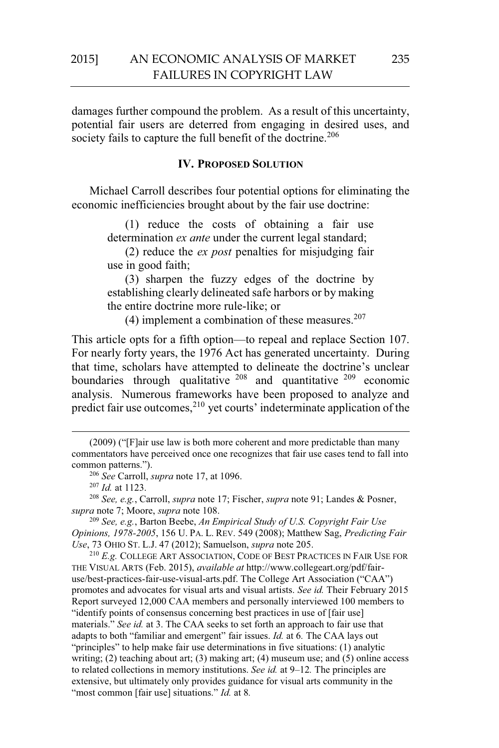damages further compound the problem. As a result of this uncertainty, potential fair users are deterred from engaging in desired uses, and society fails to capture the full benefit of the doctrine.[206]

## IV. PROPOSED SOLUTION

Michael Carroll describes four potential options for eliminating the economic inefficiencies brought about by the fair use doctrine:

> (1) reduce the costs of obtaining a fair use determination *ex ante* under the current legal standard;
>
> (2) reduce the *ex post* penalties for misjudging fair use in good faith;
>
> (3) sharpen the fuzzy edges of the doctrine by establishing clearly delineated safe harbors or by making the entire doctrine more rule-like; or
>
> (4) implement a combination of these measures.[207]

This article opts for a fifth option—to repeal and replace Section 107. For nearly forty years, the 1976 Act has generated uncertainty. During that time, scholars have attempted to delineate the doctrine's unclear boundaries through qualitative [208] and quantitative [209] economic analysis. Numerous frameworks have been proposed to analyze and predict fair use outcomes,[210] yet courts' indeterminate application of the

---

(2009) ("[F]air use law is both more coherent and more predictable than many commentators have perceived once one recognizes that fair use cases tend to fall into common patterns.").

[206] *See* Carroll, *supra* note 17, at 1096.

[207] *Id.* at 1123.

[208] *See, e.g.*, Carroll, *supra* note 17; Fischer, *supra* note 91; Landes & Posner, *supra* note 7; Moore, *supra* note 108.

[209] *See, e.g.*, Barton Beebe, *An Empirical Study of U.S. Copyright Fair Use Opinions, 1978-2005*, 156 U. PA. L. REV. 549 (2008); Matthew Sag, *Predicting Fair Use*, 73 OHIO ST. L.J. 47 (2012); Samuelson, *supra* note 205.

[210] *E.g.* COLLEGE ART ASSOCIATION, CODE OF BEST PRACTICES IN FAIR USE FOR THE VISUAL ARTS (Feb. 2015), *available at* http://www.collegeart.org/pdf/fair-use/best-practices-fair-use-visual-arts.pdf. The College Art Association ("CAA") promotes and advocates for visual arts and visual artists. *See id.* Their February 2015 Report surveyed 12,000 CAA members and personally interviewed 100 members to "identify points of consensus concerning best practices in use of [fair use] materials." *See id.* at 3. The CAA seeks to set forth an approach to fair use that adapts to both "familiar and emergent" fair issues. *Id.* at 6. The CAA lays out "principles" to help make fair use determinations in five situations: (1) analytic writing; (2) teaching about art; (3) making art; (4) museum use; and (5) online access to related collections in memory institutions. *See id.* at 9–12. The principles are extensive, but ultimately only provides guidance for visual arts community in the "most common [fair use] situations." *Id.* at 8.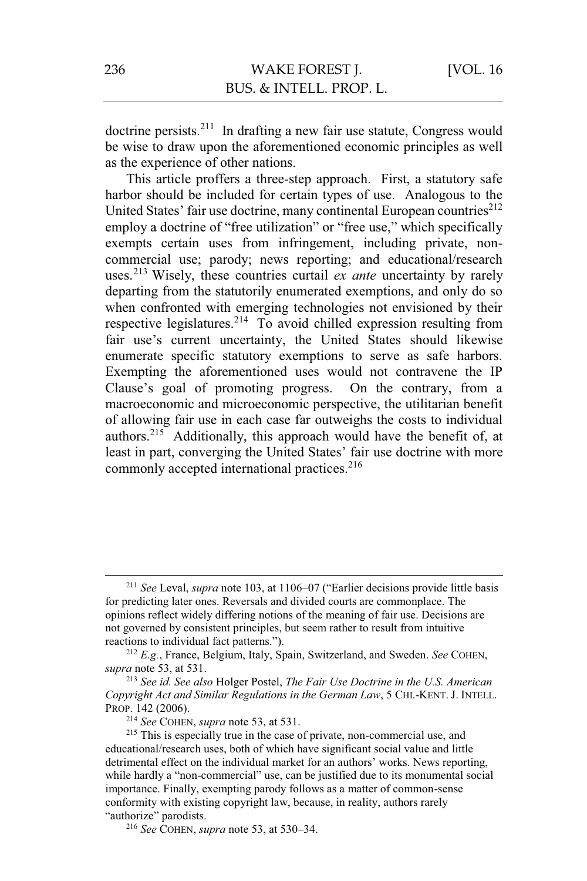doctrine persists.[211] In drafting a new fair use statute, Congress would be wise to draw upon the aforementioned economic principles as well as the experience of other nations.

This article proffers a three-step approach. First, a statutory safe harbor should be included for certain types of use. Analogous to the United States' fair use doctrine, many continental European countries[212] employ a doctrine of "free utilization" or "free use," which specifically exempts certain uses from infringement, including private, non-commercial use; parody; news reporting; and educational/research uses.[213] Wisely, these countries curtail *ex ante* uncertainty by rarely departing from the statutorily enumerated exemptions, and only do so when confronted with emerging technologies not envisioned by their respective legislatures.[214] To avoid chilled expression resulting from fair use's current uncertainty, the United States should likewise enumerate specific statutory exemptions to serve as safe harbors. Exempting the aforementioned uses would not contravene the IP Clause's goal of promoting progress. On the contrary, from a macroeconomic and microeconomic perspective, the utilitarian benefit of allowing fair use in each case far outweighs the costs to individual authors.[215] Additionally, this approach would have the benefit of, at least in part, converging the United States' fair use doctrine with more commonly accepted international practices.[216]

---

[211] *See* Leval, *supra* note 103, at 1106–07 ("Earlier decisions provide little basis for predicting later ones. Reversals and divided courts are commonplace. The opinions reflect widely differing notions of the meaning of fair use. Decisions are not governed by consistent principles, but seem rather to result from intuitive reactions to individual fact patterns.").

[212] *E.g.*, France, Belgium, Italy, Spain, Switzerland, and Sweden. *See* COHEN, *supra* note 53, at 531.

[213] *See id. See also* Holger Postel, *The Fair Use Doctrine in the U.S. American Copyright Act and Similar Regulations in the German Law*, 5 CHI.-KENT. J. INTELL. PROP. 142 (2006).

[214] *See* COHEN, *supra* note 53, at 531.

[215] This is especially true in the case of private, non-commercial use, and educational/research uses, both of which have significant social value and little detrimental effect on the individual market for an authors' works. News reporting, while hardly a "non-commercial" use, can be justified due to its monumental social importance. Finally, exempting parody follows as a matter of common-sense conformity with existing copyright law, because, in reality, authors rarely "authorize" parodists.

[216] *See* COHEN, *supra* note 53, at 530–34.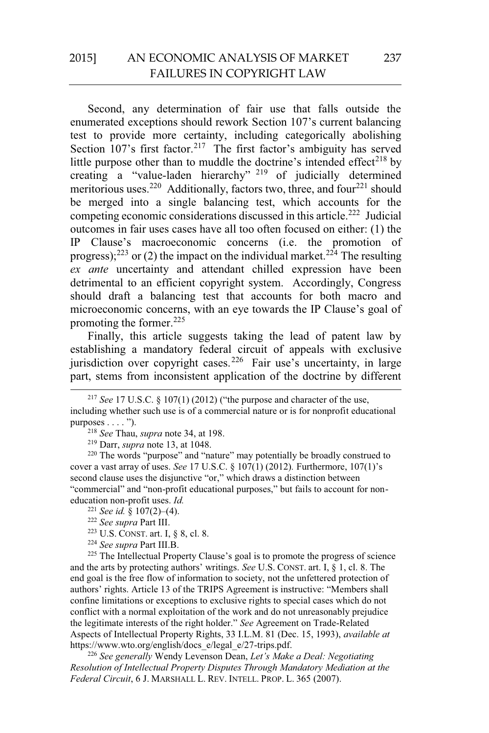Second, any determination of fair use that falls outside the enumerated exceptions should rework Section 107's current balancing test to provide more certainty, including categorically abolishing Section 107's first factor.[217] The first factor's ambiguity has served little purpose other than to muddle the doctrine's intended effect[218] by creating a "value-laden hierarchy"[219] of judicially determined meritorious uses.[220] Additionally, factors two, three, and four[221] should be merged into a single balancing test, which accounts for the competing economic considerations discussed in this article.[222] Judicial outcomes in fair uses cases have all too often focused on either: (1) the IP Clause's macroeconomic concerns (i.e. the promotion of progress);[223] or (2) the impact on the individual market.[224] The resulting *ex ante* uncertainty and attendant chilled expression have been detrimental to an efficient copyright system. Accordingly, Congress should draft a balancing test that accounts for both macro and microeconomic concerns, with an eye towards the IP Clause's goal of promoting the former.[225]

Finally, this article suggests taking the lead of patent law by establishing a mandatory federal circuit of appeals with exclusive jurisdiction over copyright cases.[226] Fair use's uncertainty, in large part, stems from inconsistent application of the doctrine by different

---

[217] *See* 17 U.S.C. § 107(1) (2012) ("the purpose and character of the use, including whether such use is of a commercial nature or is for nonprofit educational purposes . . . . ").

[218] *See* Thau, *supra* note 34, at 198.

[219] Darr, *supra* note 13, at 1048.

[220] The words "purpose" and "nature" may potentially be broadly construed to cover a vast array of uses. *See* 17 U.S.C. § 107(1) (2012). Furthermore, 107(1)'s second clause uses the disjunctive "or," which draws a distinction between "commercial" and "non-profit educational purposes," but fails to account for non-education non-profit uses. *Id.*

[221] *See id.* § 107(2)–(4).

[222] *See supra* Part III.

[223] U.S. CONST. art. I, § 8, cl. 8.

[224] *See supra* Part III.B.

[225] The Intellectual Property Clause's goal is to promote the progress of science and the arts by protecting authors' writings. *See* U.S. CONST. art. I, § 1, cl. 8. The end goal is the free flow of information to society, not the unfettered protection of authors' rights. Article 13 of the TRIPS Agreement is instructive: "Members shall confine limitations or exceptions to exclusive rights to special cases which do not conflict with a normal exploitation of the work and do not unreasonably prejudice the legitimate interests of the right holder." *See* Agreement on Trade-Related Aspects of Intellectual Property Rights, 33 I.L.M. 81 (Dec. 15, 1993), *available at* https://www.wto.org/english/docs_e/legal_e/27-trips.pdf.

[226] *See generally* Wendy Levenson Dean, *Let's Make a Deal: Negotiating Resolution of Intellectual Property Disputes Through Mandatory Mediation at the Federal Circuit*, 6 J. MARSHALL L. REV. INTELL. PROP. L. 365 (2007).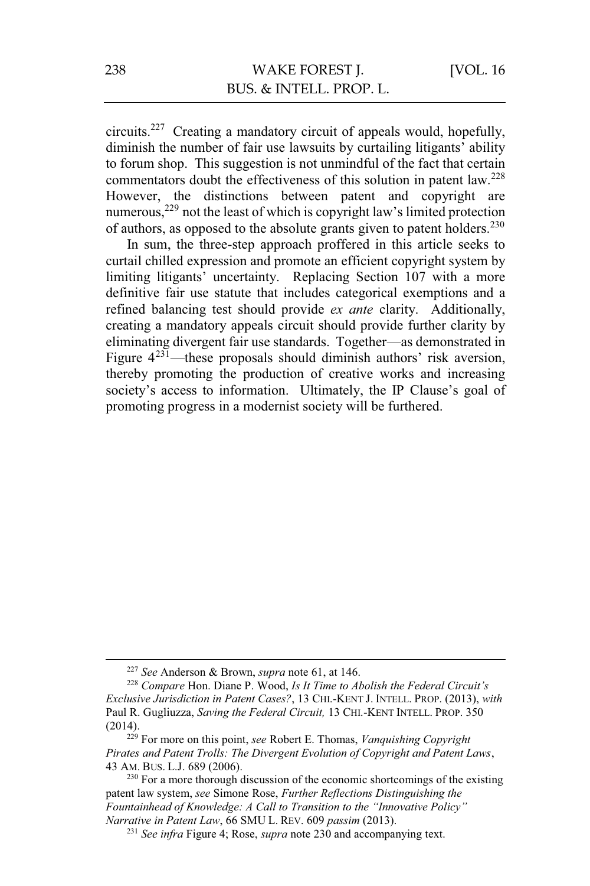circuits.[227] Creating a mandatory circuit of appeals would, hopefully, diminish the number of fair use lawsuits by curtailing litigants' ability to forum shop. This suggestion is not unmindful of the fact that certain commentators doubt the effectiveness of this solution in patent law.[228] However, the distinctions between patent and copyright are numerous,[229] not the least of which is copyright law's limited protection of authors, as opposed to the absolute grants given to patent holders.[230]

In sum, the three-step approach proffered in this article seeks to curtail chilled expression and promote an efficient copyright system by limiting litigants' uncertainty. Replacing Section 107 with a more definitive fair use statute that includes categorical exemptions and a refined balancing test should provide *ex ante* clarity. Additionally, creating a mandatory appeals circuit should provide further clarity by eliminating divergent fair use standards. Together—as demonstrated in Figure 4[231]—these proposals should diminish authors' risk aversion, thereby promoting the production of creative works and increasing society's access to information. Ultimately, the IP Clause's goal of promoting progress in a modernist society will be furthered.

---

[227] *See* Anderson & Brown, *supra* note 61, at 146.

[228] *Compare* Hon. Diane P. Wood, *Is It Time to Abolish the Federal Circuit's Exclusive Jurisdiction in Patent Cases?*, 13 CHI.-KENT J. INTELL. PROP. (2013), *with* Paul R. Gugliuzza, *Saving the Federal Circuit,* 13 CHI.-KENT INTELL. PROP. 350 (2014).

[229] For more on this point, *see* Robert E. Thomas, *Vanquishing Copyright Pirates and Patent Trolls: The Divergent Evolution of Copyright and Patent Laws*, 43 AM. BUS. L.J. 689 (2006).

[230] For a more thorough discussion of the economic shortcomings of the existing patent law system, *see* Simone Rose, *Further Reflections Distinguishing the Fountainhead of Knowledge: A Call to Transition to the "Innovative Policy" Narrative in Patent Law*, 66 SMU L. REV. 609 *passim* (2013).

[231] *See infra* Figure 4; Rose, *supra* note 230 and accompanying text.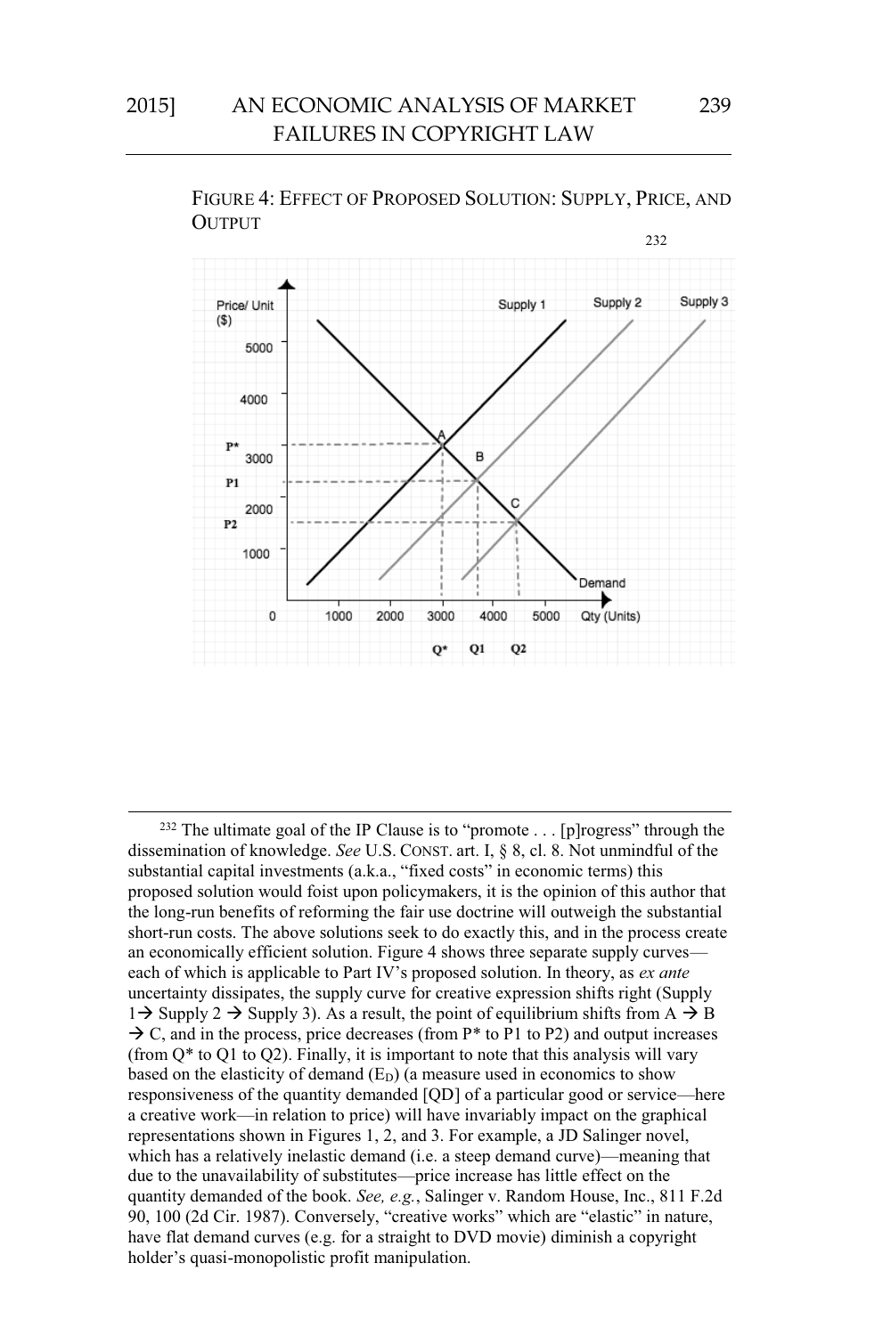FIGURE 4: EFFECT OF PROPOSED SOLUTION: SUPPLY, PRICE, AND OUTPUT

[232]

[232] The ultimate goal of the IP Clause is to "promote . . . [p]rogress" through the dissemination of knowledge. *See* U.S. CONST. art. I, § 8, cl. 8. Not unmindful of the substantial capital investments (a.k.a., "fixed costs" in economic terms) this proposed solution would foist upon policymakers, it is the opinion of this author that the long-run benefits of reforming the fair use doctrine will outweigh the substantial short-run costs. The above solutions seek to do exactly this, and in the process create an economically efficient solution. Figure 4 shows three separate supply curves—each of which is applicable to Part IV's proposed solution. In theory, as *ex ante* uncertainty dissipates, the supply curve for creative expression shifts right (Supply 1→ Supply 2 → Supply 3). As a result, the point of equilibrium shifts from A → B → C, and in the process, price decreases (from P* to P1 to P2) and output increases (from Q* to Q1 to Q2). Finally, it is important to note that this analysis will vary based on the elasticity of demand ($E_D$) (a measure used in economics to show responsiveness of the quantity demanded [QD] of a particular good or service—here a creative work—in relation to price) will have invariably impact on the graphical representations shown in Figures 1, 2, and 3. For example, a JD Salinger novel, which has a relatively inelastic demand (i.e. a steep demand curve)—meaning that due to the unavailability of substitutes—price increase has little effect on the quantity demanded of the book. *See, e.g.*, Salinger v. Random House, Inc., 811 F.2d 90, 100 (2d Cir. 1987). Conversely, "creative works" which are "elastic" in nature, have flat demand curves (e.g. for a straight to DVD movie) diminish a copyright holder's quasi-monopolistic profit manipulation.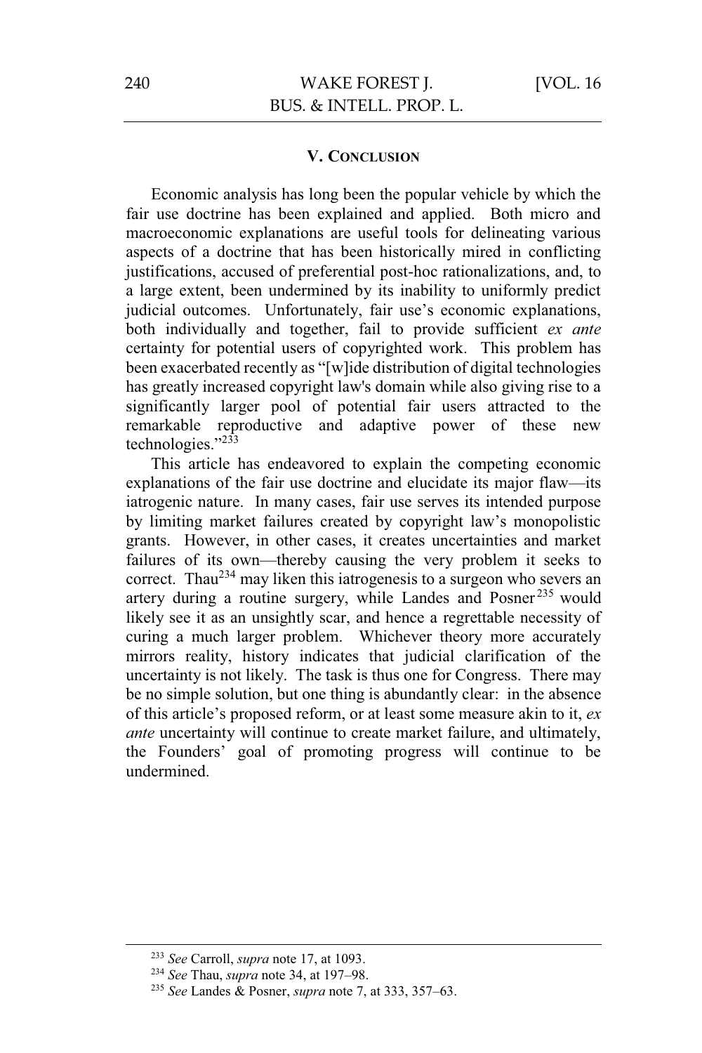## V. Conclusion

Economic analysis has long been the popular vehicle by which the fair use doctrine has been explained and applied. Both micro and macroeconomic explanations are useful tools for delineating various aspects of a doctrine that has been historically mired in conflicting justifications, accused of preferential post-hoc rationalizations, and, to a large extent, been undermined by its inability to uniformly predict judicial outcomes. Unfortunately, fair use's economic explanations, both individually and together, fail to provide sufficient *ex ante* certainty for potential users of copyrighted work. This problem has been exacerbated recently as "[w]ide distribution of digital technologies has greatly increased copyright law's domain while also giving rise to a significantly larger pool of potential fair users attracted to the remarkable reproductive and adaptive power of these new technologies."[233]

This article has endeavored to explain the competing economic explanations of the fair use doctrine and elucidate its major flaw—its iatrogenic nature. In many cases, fair use serves its intended purpose by limiting market failures created by copyright law's monopolistic grants. However, in other cases, it creates uncertainties and market failures of its own—thereby causing the very problem it seeks to correct. Thau[234] may liken this iatrogenesis to a surgeon who severs an artery during a routine surgery, while Landes and Posner[235] would likely see it as an unsightly scar, and hence a regrettable necessity of curing a much larger problem. Whichever theory more accurately mirrors reality, history indicates that judicial clarification of the uncertainty is not likely. The task is thus one for Congress. There may be no simple solution, but one thing is abundantly clear: in the absence of this article's proposed reform, or at least some measure akin to it, *ex ante* uncertainty will continue to create market failure, and ultimately, the Founders' goal of promoting progress will continue to be undermined.

---

[233] *See* Carroll, *supra* note 17, at 1093.

[234] *See* Thau, *supra* note 34, at 197–98.

[235] *See* Landes & Posner, *supra* note 7, at 333, 357–63.